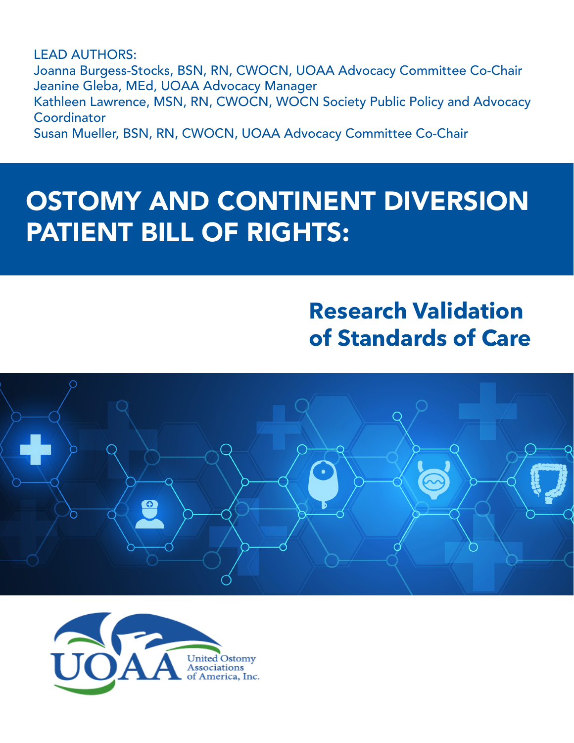LEAD AUTHORS:
Joanna Burgess-Stocks, BSN, RN, CWOCN, UOAA Advocacy Committee Co-Chair
Jeanine Gleba, MEd, UOAA Advocacy Manager
Kathleen Lawrence, MSN, RN, CWOCN, WOCN Society Public Policy and Advocacy Coordinator
Susan Mueller, BSN, RN, CWOCN, UOAA Advocacy Committee Co-Chair

# OSTOMY AND CONTINENT DIVERSION PATIENT BILL OF RIGHTS:

## Research Validation of Standards of Care

UOAA United Ostomy Associations of America, Inc.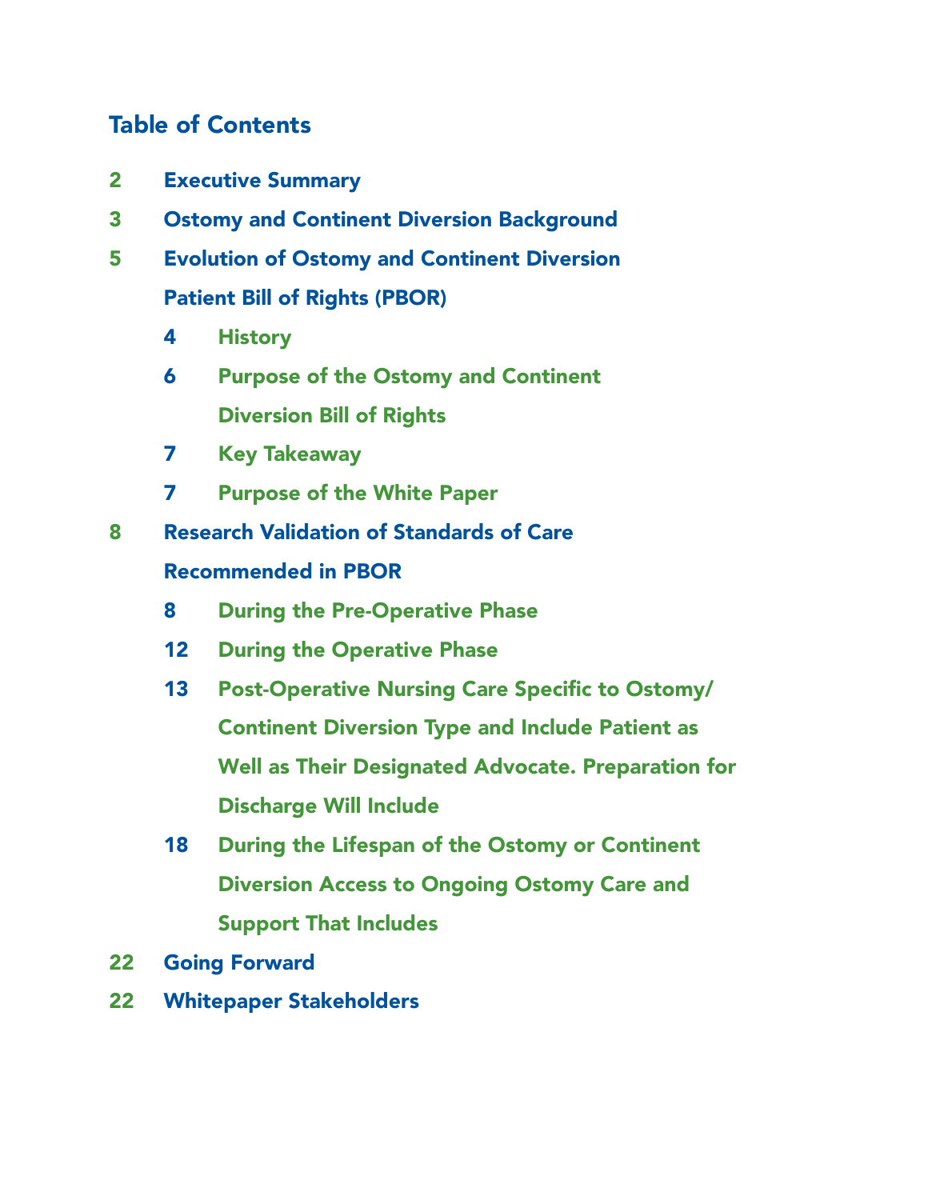## Table of Contents

- 2 Executive Summary
- 3 Ostomy and Continent Diversion Background
- 5 Evolution of Ostomy and Continent Diversion Patient Bill of Rights (PBOR)
  - 4 History
  - 6 Purpose of the Ostomy and Continent Diversion Bill of Rights
  - 7 Key Takeaway
  - 7 Purpose of the White Paper
- 8 Research Validation of Standards of Care Recommended in PBOR
  - 8 During the Pre-Operative Phase
  - 12 During the Operative Phase
  - 13 Post-Operative Nursing Care Specific to Ostomy/Continent Diversion Type and Include Patient as Well as Their Designated Advocate. Preparation for Discharge Will Include
  - 18 During the Lifespan of the Ostomy or Continent Diversion Access to Ongoing Ostomy Care and Support That Includes
- 22 Going Forward
- 22 Whitepaper Stakeholders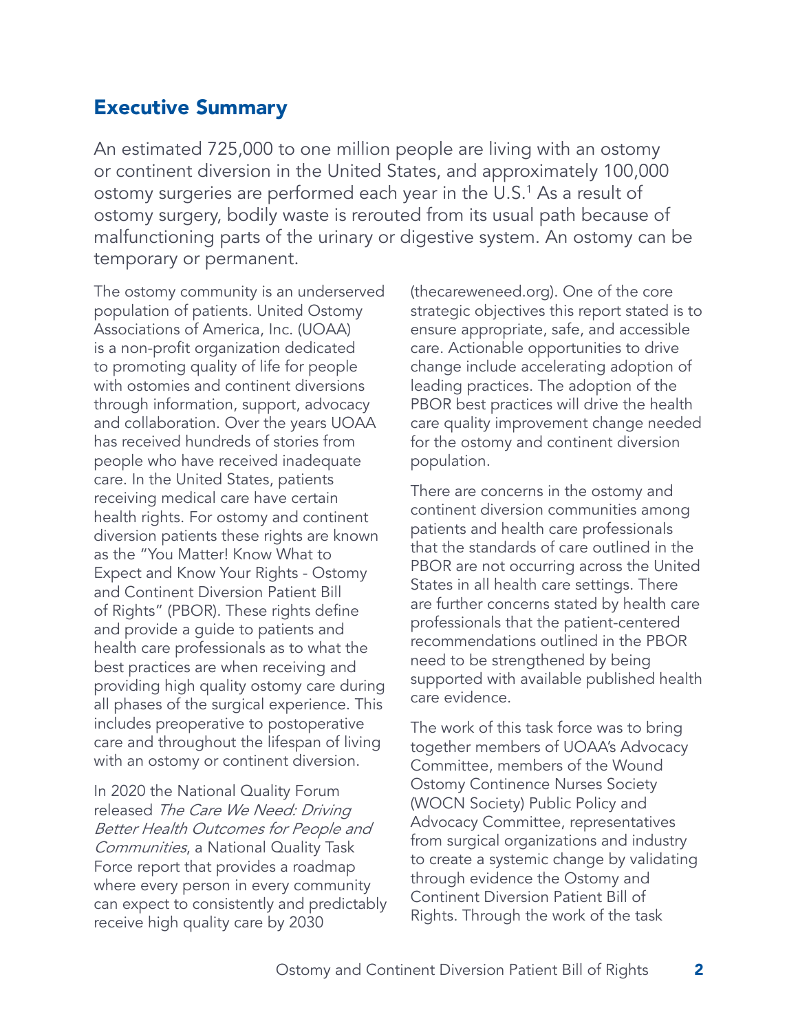## Executive Summary

An estimated 725,000 to one million people are living with an ostomy or continent diversion in the United States, and approximately 100,000 ostomy surgeries are performed each year in the U.S.[1] As a result of ostomy surgery, bodily waste is rerouted from its usual path because of malfunctioning parts of the urinary or digestive system. An ostomy can be temporary or permanent.

The ostomy community is an underserved population of patients. United Ostomy Associations of America, Inc. (UOAA) is a non-profit organization dedicated to promoting quality of life for people with ostomies and continent diversions through information, support, advocacy and collaboration. Over the years UOAA has received hundreds of stories from people who have received inadequate care. In the United States, patients receiving medical care have certain health rights. For ostomy and continent diversion patients these rights are known as the "You Matter! Know What to Expect and Know Your Rights - Ostomy and Continent Diversion Patient Bill of Rights" (PBOR). These rights define and provide a guide to patients and health care professionals as to what the best practices are when receiving and providing high quality ostomy care during all phases of the surgical experience. This includes preoperative to postoperative care and throughout the lifespan of living with an ostomy or continent diversion.

In 2020 the National Quality Forum released *The Care We Need: Driving Better Health Outcomes for People and Communities*, a National Quality Task Force report that provides a roadmap where every person in every community can expect to consistently and predictably receive high quality care by 2030 (thecareweneed.org). One of the core strategic objectives this report stated is to ensure appropriate, safe, and accessible care. Actionable opportunities to drive change include accelerating adoption of leading practices. The adoption of the PBOR best practices will drive the health care quality improvement change needed for the ostomy and continent diversion population.

There are concerns in the ostomy and continent diversion communities among patients and health care professionals that the standards of care outlined in the PBOR are not occurring across the United States in all health care settings. There are further concerns stated by health care professionals that the patient-centered recommendations outlined in the PBOR need to be strengthened by being supported with available published health care evidence.

The work of this task force was to bring together members of UOAA's Advocacy Committee, members of the Wound Ostomy Continence Nurses Society (WOCN Society) Public Policy and Advocacy Committee, representatives from surgical organizations and industry to create a systemic change by validating through evidence the Ostomy and Continent Diversion Patient Bill of Rights. Through the work of the task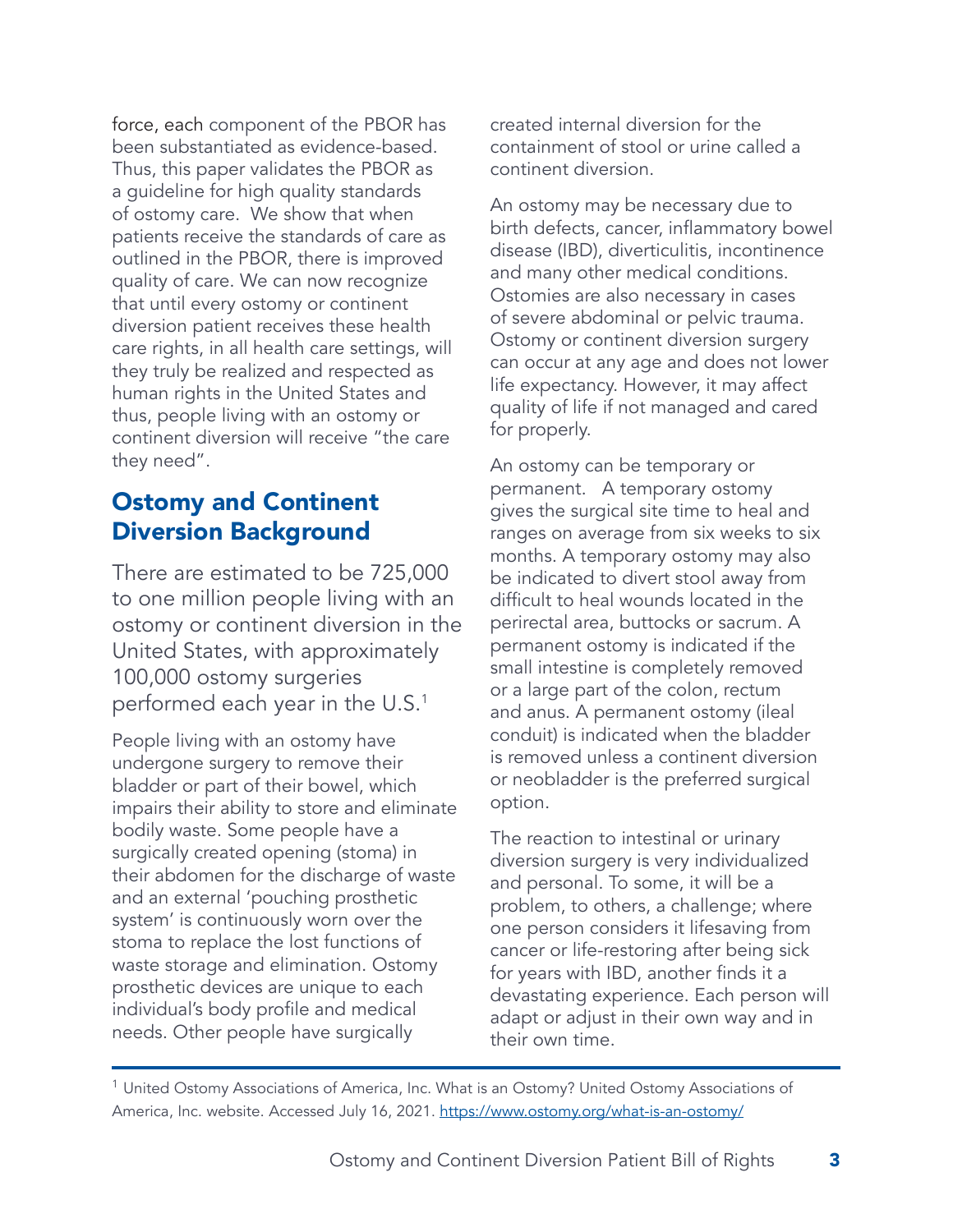force, each component of the PBOR has been substantiated as evidence-based. Thus, this paper validates the PBOR as a guideline for high quality standards of ostomy care. We show that when patients receive the standards of care as outlined in the PBOR, there is improved quality of care. We can now recognize that until every ostomy or continent diversion patient receives these health care rights, in all health care settings, will they truly be realized and respected as human rights in the United States and thus, people living with an ostomy or continent diversion will receive "the care they need".

## Ostomy and Continent Diversion Background

There are estimated to be 725,000 to one million people living with an ostomy or continent diversion in the United States, with approximately 100,000 ostomy surgeries performed each year in the U.S.[1]

People living with an ostomy have undergone surgery to remove their bladder or part of their bowel, which impairs their ability to store and eliminate bodily waste. Some people have a surgically created opening (stoma) in their abdomen for the discharge of waste and an external 'pouching prosthetic system' is continuously worn over the stoma to replace the lost functions of waste storage and elimination. Ostomy prosthetic devices are unique to each individual's body profile and medical needs. Other people have surgically created internal diversion for the containment of stool or urine called a continent diversion.

An ostomy may be necessary due to birth defects, cancer, inflammatory bowel disease (IBD), diverticulitis, incontinence and many other medical conditions. Ostomies are also necessary in cases of severe abdominal or pelvic trauma. Ostomy or continent diversion surgery can occur at any age and does not lower life expectancy. However, it may affect quality of life if not managed and cared for properly.

An ostomy can be temporary or permanent. A temporary ostomy gives the surgical site time to heal and ranges on average from six weeks to six months. A temporary ostomy may also be indicated to divert stool away from difficult to heal wounds located in the perirectal area, buttocks or sacrum. A permanent ostomy is indicated if the small intestine is completely removed or a large part of the colon, rectum and anus. A permanent ostomy (ileal conduit) is indicated when the bladder is removed unless a continent diversion or neobladder is the preferred surgical option.

The reaction to intestinal or urinary diversion surgery is very individualized and personal. To some, it will be a problem, to others, a challenge; where one person considers it lifesaving from cancer or life-restoring after being sick for years with IBD, another finds it a devastating experience. Each person will adapt or adjust in their own way and in their own time.

---

[1] United Ostomy Associations of America, Inc. What is an Ostomy? United Ostomy Associations of America, Inc. website. Accessed July 16, 2021. https://www.ostomy.org/what-is-an-ostomy/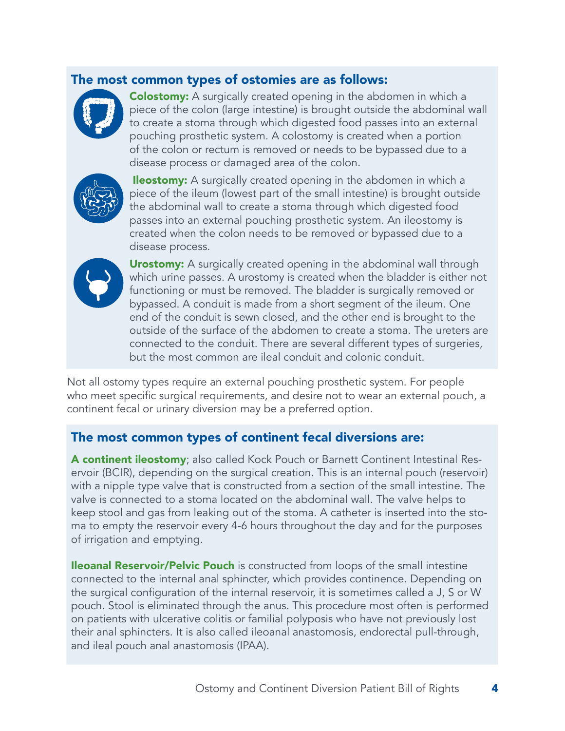## The most common types of ostomies are as follows:

**Colostomy:** A surgically created opening in the abdomen in which a piece of the colon (large intestine) is brought outside the abdominal wall to create a stoma through which digested food passes into an external pouching prosthetic system. A colostomy is created when a portion of the colon or rectum is removed or needs to be bypassed due to a disease process or damaged area of the colon.

**Ileostomy:** A surgically created opening in the abdomen in which a piece of the ileum (lowest part of the small intestine) is brought outside the abdominal wall to create a stoma through which digested food passes into an external pouching prosthetic system. An ileostomy is created when the colon needs to be removed or bypassed due to a disease process.

**Urostomy:** A surgically created opening in the abdominal wall through which urine passes. A urostomy is created when the bladder is either not functioning or must be removed. The bladder is surgically removed or bypassed. A conduit is made from a short segment of the ileum. One end of the conduit is sewn closed, and the other end is brought to the outside of the surface of the abdomen to create a stoma. The ureters are connected to the conduit. There are several different types of surgeries, but the most common are ileal conduit and colonic conduit.

Not all ostomy types require an external pouching prosthetic system. For people who meet specific surgical requirements, and desire not to wear an external pouch, a continent fecal or urinary diversion may be a preferred option.

## The most common types of continent fecal diversions are:

**A continent ileostomy**; also called Kock Pouch or Barnett Continent Intestinal Reservoir (BCIR), depending on the surgical creation. This is an internal pouch (reservoir) with a nipple type valve that is constructed from a section of the small intestine. The valve is connected to a stoma located on the abdominal wall. The valve helps to keep stool and gas from leaking out of the stoma. A catheter is inserted into the stoma to empty the reservoir every 4-6 hours throughout the day and for the purposes of irrigation and emptying.

**Ileoanal Reservoir/Pelvic Pouch** is constructed from loops of the small intestine connected to the internal anal sphincter, which provides continence. Depending on the surgical configuration of the internal reservoir, it is sometimes called a J, S or W pouch. Stool is eliminated through the anus. This procedure most often is performed on patients with ulcerative colitis or familial polyposis who have not previously lost their anal sphincters. It is also called ileoanal anastomosis, endorectal pull-through, and ileal pouch anal anastomosis (IPAA).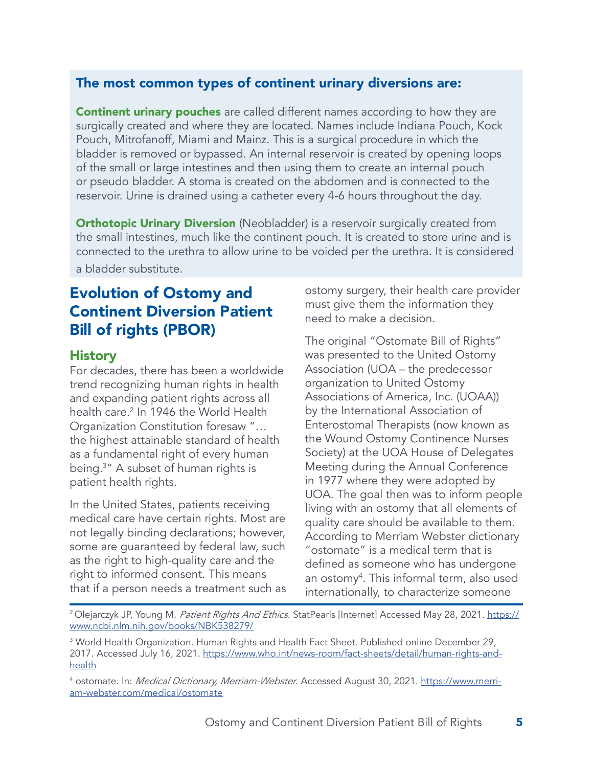### The most common types of continent urinary diversions are:

**Continent urinary pouches** are called different names according to how they are surgically created and where they are located. Names include Indiana Pouch, Kock Pouch, Mitrofanoff, Miami and Mainz. This is a surgical procedure in which the bladder is removed or bypassed. An internal reservoir is created by opening loops of the small or large intestines and then using them to create an internal pouch or pseudo bladder. A stoma is created on the abdomen and is connected to the reservoir. Urine is drained using a catheter every 4-6 hours throughout the day.

**Orthotopic Urinary Diversion** (Neobladder) is a reservoir surgically created from the small intestines, much like the continent pouch. It is created to store urine and is connected to the urethra to allow urine to be voided per the urethra. It is considered a bladder substitute.

## Evolution of Ostomy and Continent Diversion Patient Bill of rights (PBOR)

### History

For decades, there has been a worldwide trend recognizing human rights in health and expanding patient rights across all health care.[2] In 1946 the World Health Organization Constitution foresaw "… the highest attainable standard of health as a fundamental right of every human being.[3]" A subset of human rights is patient health rights.

In the United States, patients receiving medical care have certain rights. Most are not legally binding declarations; however, some are guaranteed by federal law, such as the right to high-quality care and the right to informed consent. This means that if a person needs a treatment such as ostomy surgery, their health care provider must give them the information they need to make a decision.

The original "Ostomate Bill of Rights" was presented to the United Ostomy Association (UOA – the predecessor organization to United Ostomy Associations of America, Inc. (UOAA)) by the International Association of Enterostomal Therapists (now known as the Wound Ostomy Continence Nurses Society) at the UOA House of Delegates Meeting during the Annual Conference in 1977 where they were adopted by UOA. The goal then was to inform people living with an ostomy that all elements of quality care should be available to them. According to Merriam Webster dictionary "ostomate" is a medical term that is defined as someone who has undergone an ostomy[4]. This informal term, also used internationally, to characterize someone

[2] Olejarczyk JP, Young M. *Patient Rights And Ethics*. StatPearls [Internet] Accessed May 28, 2021. https://www.ncbi.nlm.nih.gov/books/NBK538279/

[3] World Health Organization. Human Rights and Health Fact Sheet. Published online December 29, 2017. Accessed July 16, 2021. https://www.who.int/news-room/fact-sheets/detail/human-rights-and-health

[4] ostomate. In: *Medical Dictionary, Merriam-Webster*. Accessed August 30, 2021. https://www.merriam-webster.com/medical/ostomate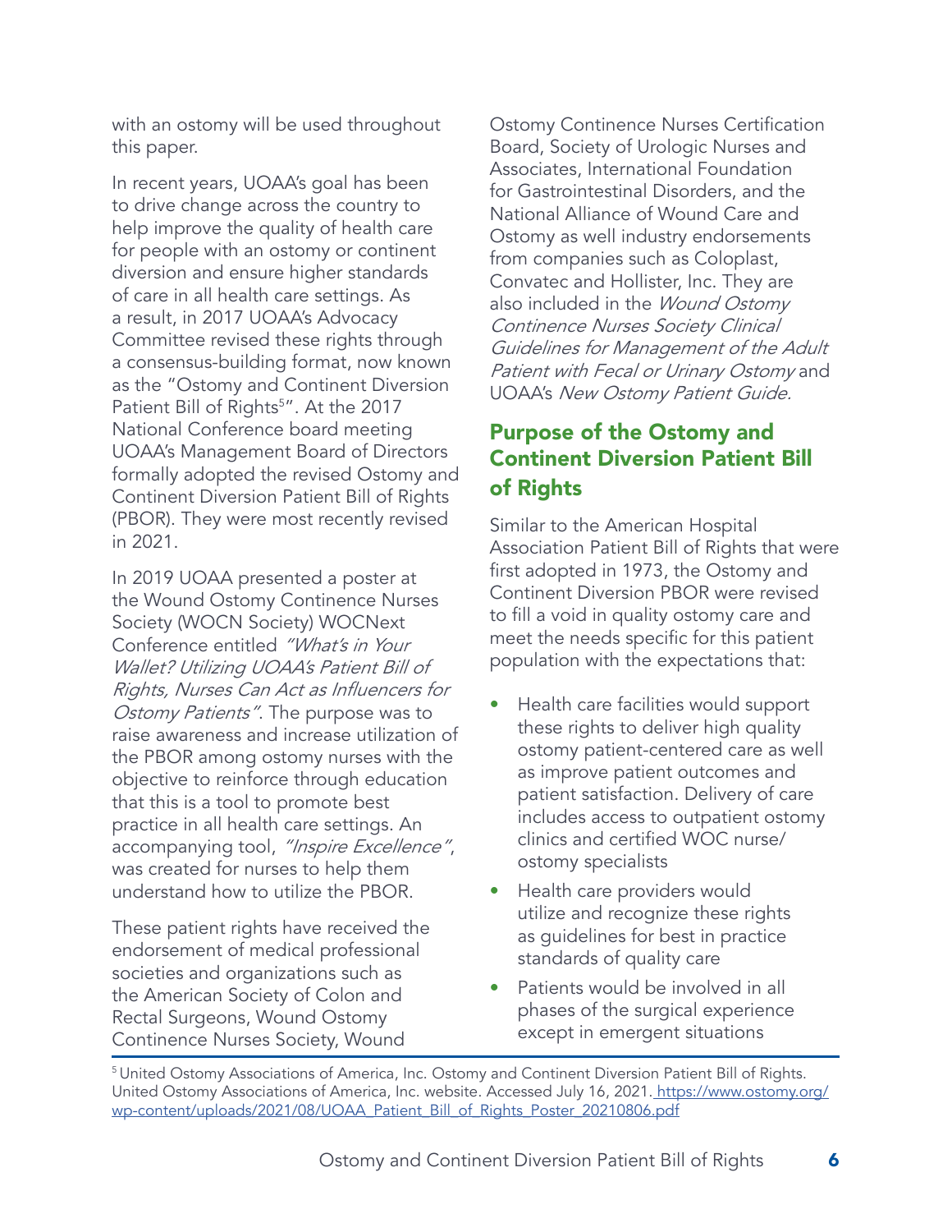with an ostomy will be used throughout this paper.

In recent years, UOAA's goal has been to drive change across the country to help improve the quality of health care for people with an ostomy or continent diversion and ensure higher standards of care in all health care settings. As a result, in 2017 UOAA's Advocacy Committee revised these rights through a consensus-building format, now known as the "Ostomy and Continent Diversion Patient Bill of Rights[5]". At the 2017 National Conference board meeting UOAA's Management Board of Directors formally adopted the revised Ostomy and Continent Diversion Patient Bill of Rights (PBOR). They were most recently revised in 2021.

In 2019 UOAA presented a poster at the Wound Ostomy Continence Nurses Society (WOCN Society) WOCNext Conference entitled *"What's in Your Wallet? Utilizing UOAA's Patient Bill of Rights, Nurses Can Act as Influencers for Ostomy Patients"*. The purpose was to raise awareness and increase utilization of the PBOR among ostomy nurses with the objective to reinforce through education that this is a tool to promote best practice in all health care settings. An accompanying tool, *"Inspire Excellence"*, was created for nurses to help them understand how to utilize the PBOR.

These patient rights have received the endorsement of medical professional societies and organizations such as the American Society of Colon and Rectal Surgeons, Wound Ostomy Continence Nurses Society, Wound Ostomy Continence Nurses Certification Board, Society of Urologic Nurses and Associates, International Foundation for Gastrointestinal Disorders, and the National Alliance of Wound Care and Ostomy as well industry endorsements from companies such as Coloplast, Convatec and Hollister, Inc. They are also included in the *Wound Ostomy Continence Nurses Society Clinical Guidelines for Management of the Adult Patient with Fecal or Urinary Ostomy* and UOAA's *New Ostomy Patient Guide.*

## Purpose of the Ostomy and Continent Diversion Patient Bill of Rights

Similar to the American Hospital Association Patient Bill of Rights that were first adopted in 1973, the Ostomy and Continent Diversion PBOR were revised to fill a void in quality ostomy care and meet the needs specific for this patient population with the expectations that:

- Health care facilities would support these rights to deliver high quality ostomy patient-centered care as well as improve patient outcomes and patient satisfaction. Delivery of care includes access to outpatient ostomy clinics and certified WOC nurse/ ostomy specialists
- Health care providers would utilize and recognize these rights as guidelines for best in practice standards of quality care
- Patients would be involved in all phases of the surgical experience except in emergent situations

[5] United Ostomy Associations of America, Inc. Ostomy and Continent Diversion Patient Bill of Rights. United Ostomy Associations of America, Inc. website. Accessed July 16, 2021. https://www.ostomy.org/wp-content/uploads/2021/08/UOAA_Patient_Bill_of_Rights_Poster_20210806.pdf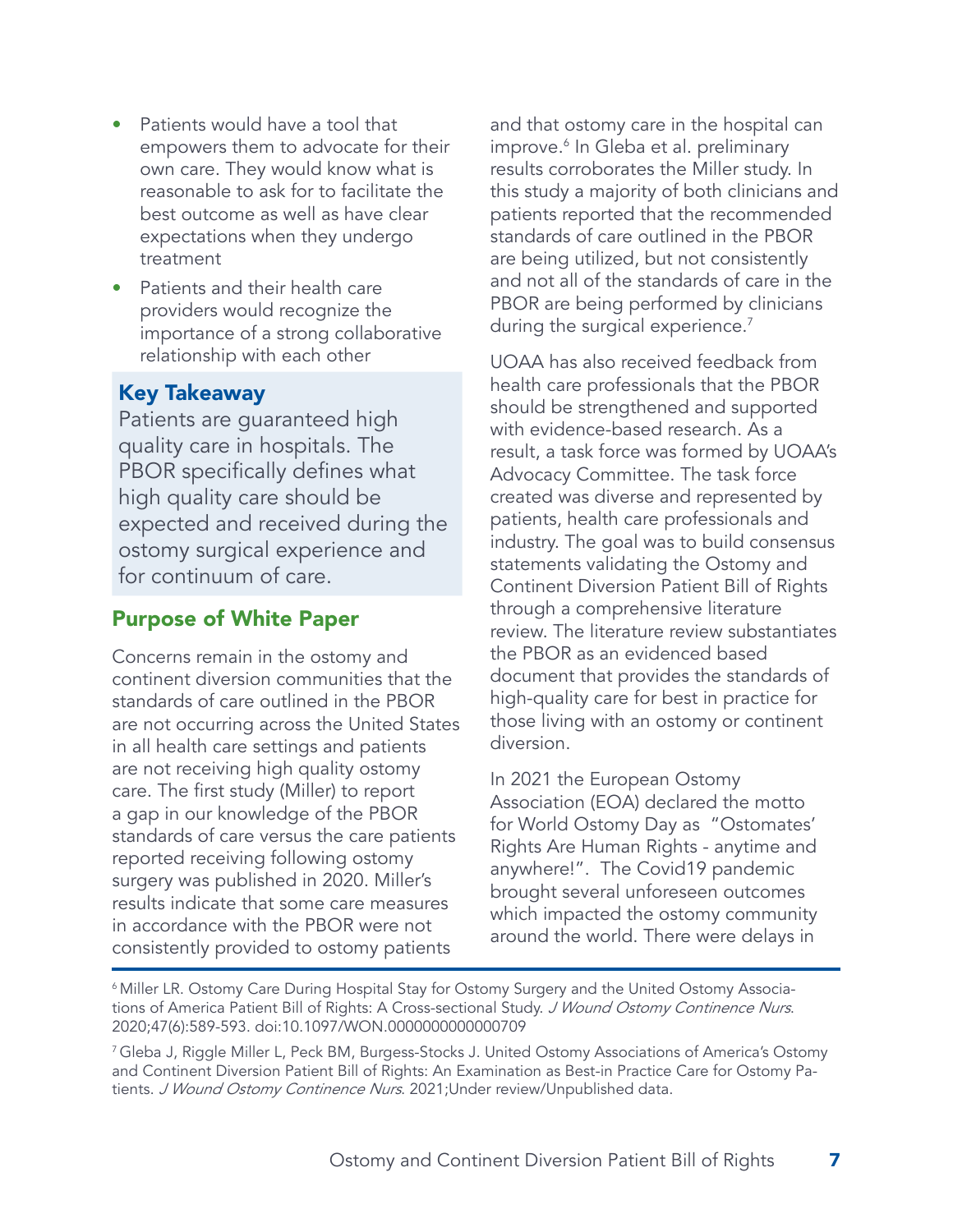- Patients would have a tool that empowers them to advocate for their own care. They would know what is reasonable to ask for to facilitate the best outcome as well as have clear expectations when they undergo treatment
- Patients and their health care providers would recognize the importance of a strong collaborative relationship with each other

### Key Takeaway

Patients are guaranteed high quality care in hospitals. The PBOR specifically defines what high quality care should be expected and received during the ostomy surgical experience and for continuum of care.

## Purpose of White Paper

Concerns remain in the ostomy and continent diversion communities that the standards of care outlined in the PBOR are not occurring across the United States in all health care settings and patients are not receiving high quality ostomy care. The first study (Miller) to report a gap in our knowledge of the PBOR standards of care versus the care patients reported receiving following ostomy surgery was published in 2020. Miller's results indicate that some care measures in accordance with the PBOR were not consistently provided to ostomy patients and that ostomy care in the hospital can improve.[6] In Gleba et al. preliminary results corroborates the Miller study. In this study a majority of both clinicians and patients reported that the recommended standards of care outlined in the PBOR are being utilized, but not consistently and not all of the standards of care in the PBOR are being performed by clinicians during the surgical experience.[7]

UOAA has also received feedback from health care professionals that the PBOR should be strengthened and supported with evidence-based research. As a result, a task force was formed by UOAA's Advocacy Committee. The task force created was diverse and represented by patients, health care professionals and industry. The goal was to build consensus statements validating the Ostomy and Continent Diversion Patient Bill of Rights through a comprehensive literature review. The literature review substantiates the PBOR as an evidenced based document that provides the standards of high-quality care for best in practice for those living with an ostomy or continent diversion.

In 2021 the European Ostomy Association (EOA) declared the motto for World Ostomy Day as "Ostomates' Rights Are Human Rights - anytime and anywhere!". The Covid19 pandemic brought several unforeseen outcomes which impacted the ostomy community around the world. There were delays in

---

[6] Miller LR. Ostomy Care During Hospital Stay for Ostomy Surgery and the United Ostomy Associations of America Patient Bill of Rights: A Cross-sectional Study. *J Wound Ostomy Continence Nurs*. 2020;47(6):589-593. doi:10.1097/WON.0000000000000709

[7] Gleba J, Riggle Miller L, Peck BM, Burgess-Stocks J. United Ostomy Associations of America's Ostomy and Continent Diversion Patient Bill of Rights: An Examination as Best-in Practice Care for Ostomy Patients. *J Wound Ostomy Continence Nurs*. 2021;Under review/Unpublished data.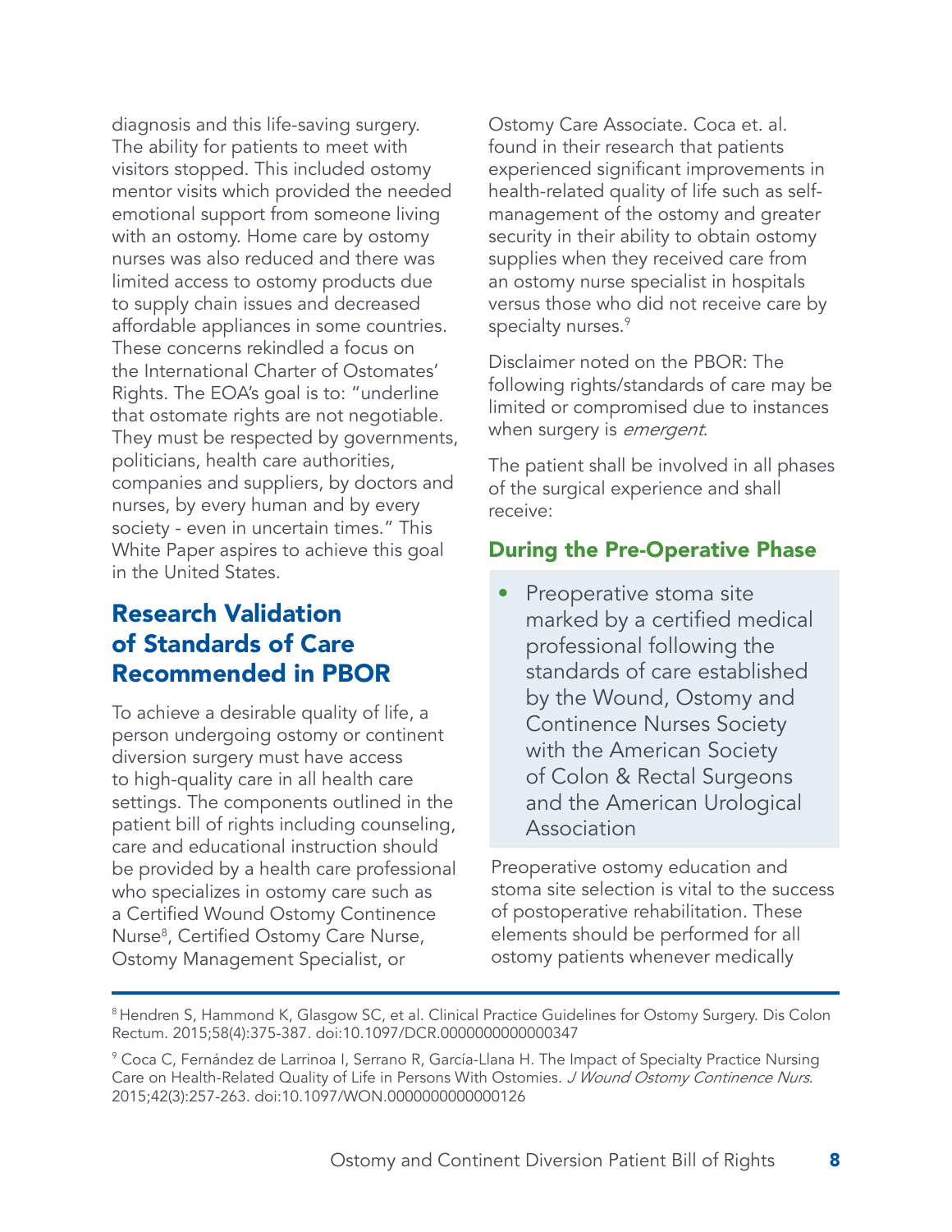diagnosis and this life-saving surgery. The ability for patients to meet with visitors stopped. This included ostomy mentor visits which provided the needed emotional support from someone living with an ostomy. Home care by ostomy nurses was also reduced and there was limited access to ostomy products due to supply chain issues and decreased affordable appliances in some countries. These concerns rekindled a focus on the International Charter of Ostomates' Rights. The EOA's goal is to: "underline that ostomate rights are not negotiable. They must be respected by governments, politicians, health care authorities, companies and suppliers, by doctors and nurses, by every human and by every society - even in uncertain times." This White Paper aspires to achieve this goal in the United States.

## Research Validation of Standards of Care Recommended in PBOR

To achieve a desirable quality of life, a person undergoing ostomy or continent diversion surgery must have access to high-quality care in all health care settings. The components outlined in the patient bill of rights including counseling, care and educational instruction should be provided by a health care professional who specializes in ostomy care such as a Certified Wound Ostomy Continence Nurse[8], Certified Ostomy Care Nurse, Ostomy Management Specialist, or Ostomy Care Associate. Coca et. al. found in their research that patients experienced significant improvements in health-related quality of life such as self-management of the ostomy and greater security in their ability to obtain ostomy supplies when they received care from an ostomy nurse specialist in hospitals versus those who did not receive care by specialty nurses.[9]

Disclaimer noted on the PBOR: The following rights/standards of care may be limited or compromised due to instances when surgery is *emergent*.

The patient shall be involved in all phases of the surgical experience and shall receive:

### During the Pre-Operative Phase

- Preoperative stoma site marked by a certified medical professional following the standards of care established by the Wound, Ostomy and Continence Nurses Society with the American Society of Colon & Rectal Surgeons and the American Urological Association

Preoperative ostomy education and stoma site selection is vital to the success of postoperative rehabilitation. These elements should be performed for all ostomy patients whenever medically

---

[8] Hendren S, Hammond K, Glasgow SC, et al. Clinical Practice Guidelines for Ostomy Surgery. Dis Colon Rectum. 2015;58(4):375-387. doi:10.1097/DCR.0000000000000347

[9] Coca C, Fernández de Larrinoa I, Serrano R, García-Llana H. The Impact of Specialty Practice Nursing Care on Health-Related Quality of Life in Persons With Ostomies. *J Wound Ostomy Continence Nurs*. 2015;42(3):257-263. doi:10.1097/WON.0000000000000126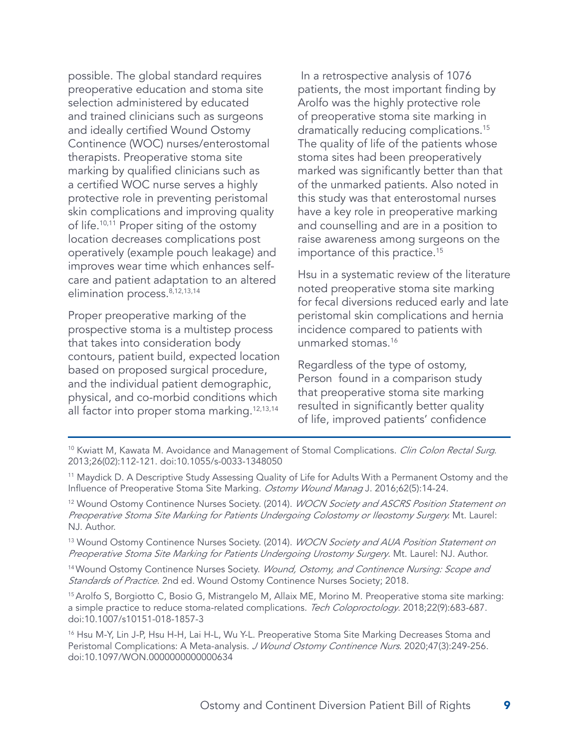possible. The global standard requires preoperative education and stoma site selection administered by educated and trained clinicians such as surgeons and ideally certified Wound Ostomy Continence (WOC) nurses/enterostomal therapists. Preoperative stoma site marking by qualified clinicians such as a certified WOC nurse serves a highly protective role in preventing peristomal skin complications and improving quality of life.[10,11] Proper siting of the ostomy location decreases complications post operatively (example pouch leakage) and improves wear time which enhances self-care and patient adaptation to an altered elimination process.[8,12,13,14]

Proper preoperative marking of the prospective stoma is a multistep process that takes into consideration body contours, patient build, expected location based on proposed surgical procedure, and the individual patient demographic, physical, and co-morbid conditions which all factor into proper stoma marking.[12,13,14]

In a retrospective analysis of 1076 patients, the most important finding by Arolfo was the highly protective role of preoperative stoma site marking in dramatically reducing complications.[15] The quality of life of the patients whose stoma sites had been preoperatively marked was significantly better than that of the unmarked patients. Also noted in this study was that enterostomal nurses have a key role in preoperative marking and counselling and are in a position to raise awareness among surgeons on the importance of this practice.[15]

Hsu in a systematic review of the literature noted preoperative stoma site marking for fecal diversions reduced early and late peristomal skin complications and hernia incidence compared to patients with unmarked stomas.[16]

Regardless of the type of ostomy, Person found in a comparison study that preoperative stoma site marking resulted in significantly better quality of life, improved patients' confidence

---

[10] Kwiatt M, Kawata M. Avoidance and Management of Stomal Complications. *Clin Colon Rectal Surg*. 2013;26(02):112-121. doi:10.1055/s-0033-1348050

[11] Maydick D. A Descriptive Study Assessing Quality of Life for Adults With a Permanent Ostomy and the Influence of Preoperative Stoma Site Marking. *Ostomy Wound Manag* J. 2016;62(5):14-24.

[12] Wound Ostomy Continence Nurses Society. (2014). *WOCN Society and ASCRS Position Statement on Preoperative Stoma Site Marking for Patients Undergoing Colostomy or Ileostomy Surgery.* Mt. Laurel: NJ. Author.

[13] Wound Ostomy Continence Nurses Society. (2014). *WOCN Society and AUA Position Statement on Preoperative Stoma Site Marking for Patients Undergoing Urostomy Surgery*. Mt. Laurel: NJ. Author.

[14] Wound Ostomy Continence Nurses Society. *Wound, Ostomy, and Continence Nursing: Scope and Standards of Practice*. 2nd ed. Wound Ostomy Continence Nurses Society; 2018.

[15] Arolfo S, Borgiotto C, Bosio G, Mistrangelo M, Allaix ME, Morino M. Preoperative stoma site marking: a simple practice to reduce stoma-related complications. *Tech Coloproctology*. 2018;22(9):683-687. doi:10.1007/s10151-018-1857-3

[16] Hsu M-Y, Lin J-P, Hsu H-H, Lai H-L, Wu Y-L. Preoperative Stoma Site Marking Decreases Stoma and Peristomal Complications: A Meta-analysis. *J Wound Ostomy Continence Nurs*. 2020;47(3):249-256. doi:10.1097/WON.0000000000000634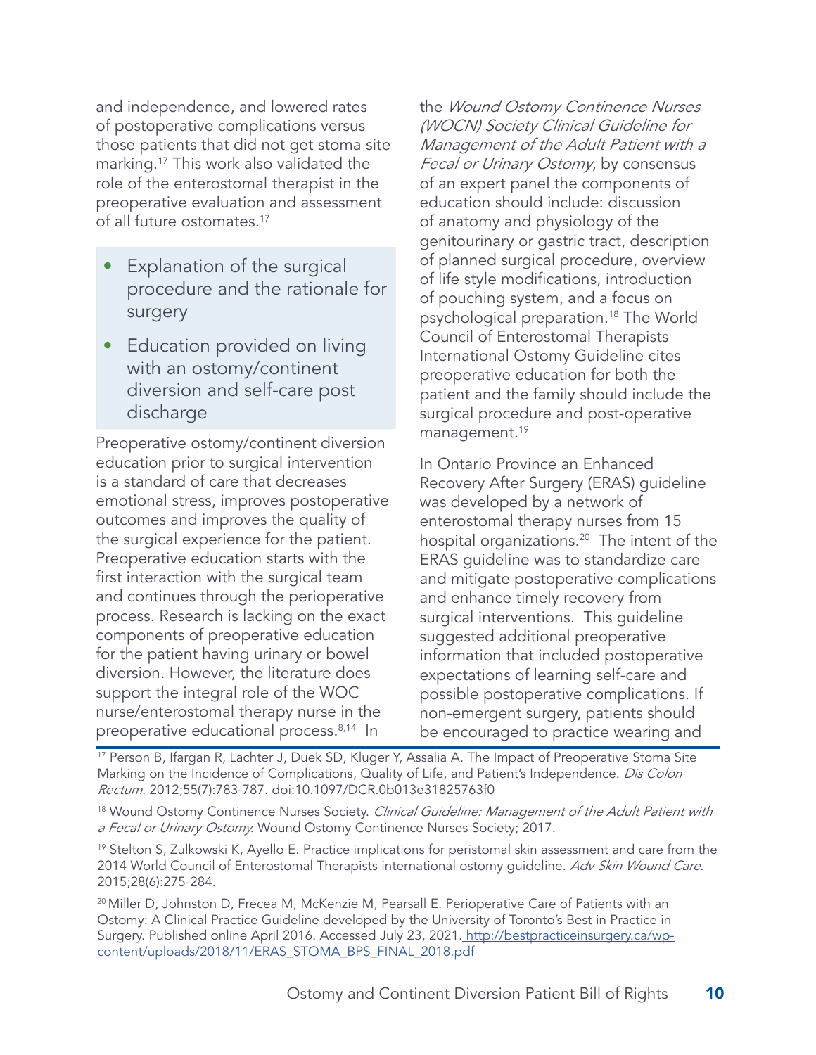and independence, and lowered rates of postoperative complications versus those patients that did not get stoma site marking.[17] This work also validated the role of the enterostomal therapist in the preoperative evaluation and assessment of all future ostomates.[17]

- Explanation of the surgical procedure and the rationale for surgery
- Education provided on living with an ostomy/continent diversion and self-care post discharge

Preoperative ostomy/continent diversion education prior to surgical intervention is a standard of care that decreases emotional stress, improves postoperative outcomes and improves the quality of the surgical experience for the patient. Preoperative education starts with the first interaction with the surgical team and continues through the perioperative process. Research is lacking on the exact components of preoperative education for the patient having urinary or bowel diversion. However, the literature does support the integral role of the WOC nurse/enterostomal therapy nurse in the preoperative educational process.[8,14] In the *Wound Ostomy Continence Nurses (WOCN) Society Clinical Guideline for Management of the Adult Patient with a Fecal or Urinary Ostomy*, by consensus of an expert panel the components of education should include: discussion of anatomy and physiology of the genitourinary or gastric tract, description of planned surgical procedure, overview of life style modifications, introduction of pouching system, and a focus on psychological preparation.[18] The World Council of Enterostomal Therapists International Ostomy Guideline cites preoperative education for both the patient and the family should include the surgical procedure and post-operative management.[19]

In Ontario Province an Enhanced Recovery After Surgery (ERAS) guideline was developed by a network of enterostomal therapy nurses from 15 hospital organizations.[20] The intent of the ERAS guideline was to standardize care and mitigate postoperative complications and enhance timely recovery from surgical interventions. This guideline suggested additional preoperative information that included postoperative expectations of learning self-care and possible postoperative complications. If non-emergent surgery, patients should be encouraged to practice wearing and

---

[17] Person B, Ifargan R, Lachter J, Duek SD, Kluger Y, Assalia A. The Impact of Preoperative Stoma Site Marking on the Incidence of Complications, Quality of Life, and Patient's Independence. *Dis Colon Rectum*. 2012;55(7):783-787. doi:10.1097/DCR.0b013e31825763f0

[18] Wound Ostomy Continence Nurses Society. *Clinical Guideline: Management of the Adult Patient with a Fecal or Urinary Ostomy.* Wound Ostomy Continence Nurses Society; 2017.

[19] Stelton S, Zulkowski K, Ayello E. Practice implications for peristomal skin assessment and care from the 2014 World Council of Enterostomal Therapists international ostomy guideline. *Adv Skin Wound Care*. 2015;28(6):275-284.

[20] Miller D, Johnston D, Frecea M, McKenzie M, Pearsall E. Perioperative Care of Patients with an Ostomy: A Clinical Practice Guideline developed by the University of Toronto's Best in Practice in Surgery. Published online April 2016. Accessed July 23, 2021. http://bestpracticeinsurgery.ca/wp-content/uploads/2018/11/ERAS_STOMA_BPS_FINAL_2018.pdf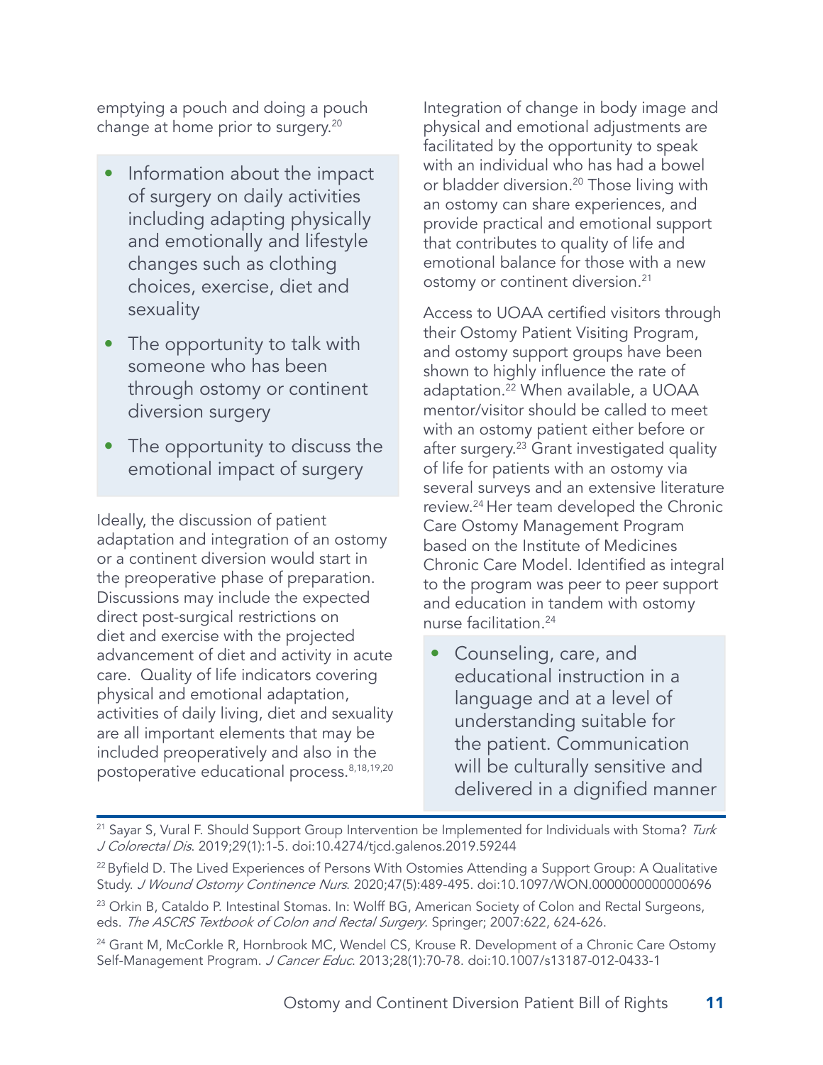emptying a pouch and doing a pouch change at home prior to surgery.[20]

- Information about the impact of surgery on daily activities including adapting physically and emotionally and lifestyle changes such as clothing choices, exercise, diet and sexuality
- The opportunity to talk with someone who has been through ostomy or continent diversion surgery
- The opportunity to discuss the emotional impact of surgery

Ideally, the discussion of patient adaptation and integration of an ostomy or a continent diversion would start in the preoperative phase of preparation. Discussions may include the expected direct post-surgical restrictions on diet and exercise with the projected advancement of diet and activity in acute care. Quality of life indicators covering physical and emotional adaptation, activities of daily living, diet and sexuality are all important elements that may be included preoperatively and also in the postoperative educational process.[8,18,19,20]

Integration of change in body image and physical and emotional adjustments are facilitated by the opportunity to speak with an individual who has had a bowel or bladder diversion.[20] Those living with an ostomy can share experiences, and provide practical and emotional support that contributes to quality of life and emotional balance for those with a new ostomy or continent diversion.[21]

Access to UOAA certified visitors through their Ostomy Patient Visiting Program, and ostomy support groups have been shown to highly influence the rate of adaptation.[22] When available, a UOAA mentor/visitor should be called to meet with an ostomy patient either before or after surgery.[23] Grant investigated quality of life for patients with an ostomy via several surveys and an extensive literature review.[24] Her team developed the Chronic Care Ostomy Management Program based on the Institute of Medicines Chronic Care Model. Identified as integral to the program was peer to peer support and education in tandem with ostomy nurse facilitation.[24]

- Counseling, care, and educational instruction in a language and at a level of understanding suitable for the patient. Communication will be culturally sensitive and delivered in a dignified manner

---

[21] Sayar S, Vural F. Should Support Group Intervention be Implemented for Individuals with Stoma? *Turk J Colorectal Dis*. 2019;29(1):1-5. doi:10.4274/tjcd.galenos.2019.59244

[22] Byfield D. The Lived Experiences of Persons With Ostomies Attending a Support Group: A Qualitative Study. *J Wound Ostomy Continence Nurs*. 2020;47(5):489-495. doi:10.1097/WON.0000000000000696

[23] Orkin B, Cataldo P. Intestinal Stomas. In: Wolff BG, American Society of Colon and Rectal Surgeons, eds. *The ASCRS Textbook of Colon and Rectal Surgery*. Springer; 2007:622, 624-626.

[24] Grant M, McCorkle R, Hornbrook MC, Wendel CS, Krouse R. Development of a Chronic Care Ostomy Self-Management Program. *J Cancer Educ*. 2013;28(1):70-78. doi:10.1007/s13187-012-0433-1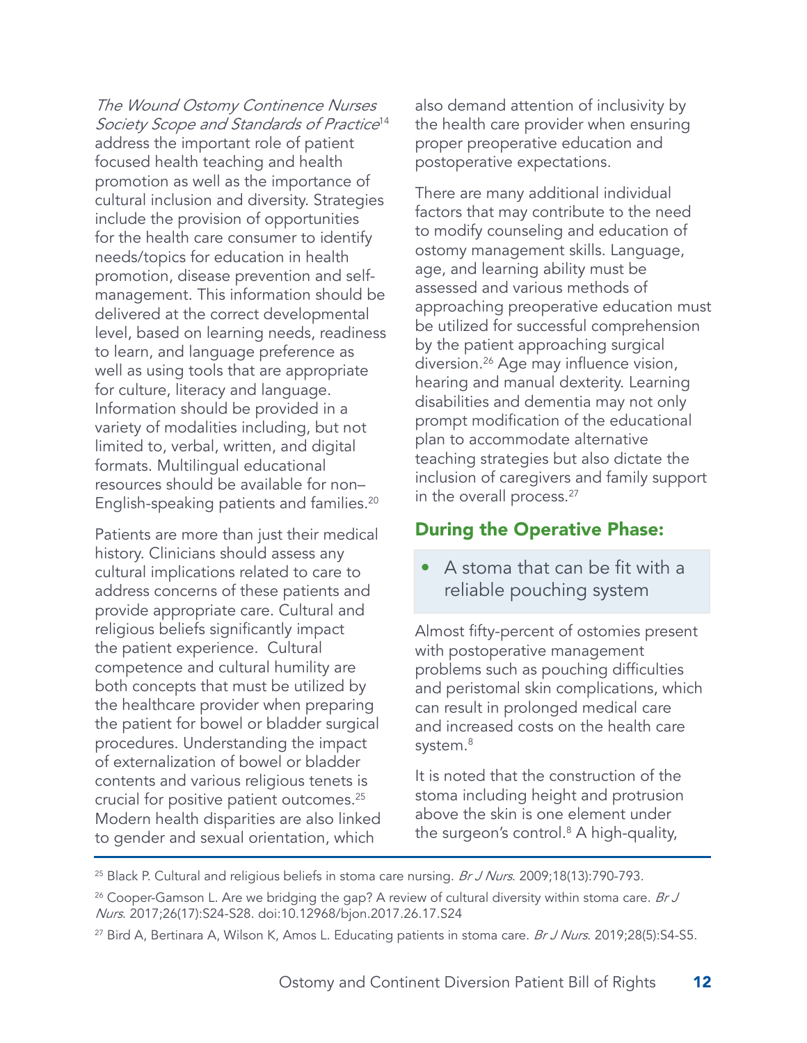*The Wound Ostomy Continence Nurses Society Scope and Standards of Practice*[14] address the important role of patient focused health teaching and health promotion as well as the importance of cultural inclusion and diversity. Strategies include the provision of opportunities for the health care consumer to identify needs/topics for education in health promotion, disease prevention and self-management. This information should be delivered at the correct developmental level, based on learning needs, readiness to learn, and language preference as well as using tools that are appropriate for culture, literacy and language. Information should be provided in a variety of modalities including, but not limited to, verbal, written, and digital formats. Multilingual educational resources should be available for non–English-speaking patients and families.[20]

Patients are more than just their medical history. Clinicians should assess any cultural implications related to care to address concerns of these patients and provide appropriate care. Cultural and religious beliefs significantly impact the patient experience. Cultural competence and cultural humility are both concepts that must be utilized by the healthcare provider when preparing the patient for bowel or bladder surgical procedures. Understanding the impact of externalization of bowel or bladder contents and various religious tenets is crucial for positive patient outcomes.[25] Modern health disparities are also linked to gender and sexual orientation, which also demand attention of inclusivity by the health care provider when ensuring proper preoperative education and postoperative expectations.

There are many additional individual factors that may contribute to the need to modify counseling and education of ostomy management skills. Language, age, and learning ability must be assessed and various methods of approaching preoperative education must be utilized for successful comprehension by the patient approaching surgical diversion.[26] Age may influence vision, hearing and manual dexterity. Learning disabilities and dementia may not only prompt modification of the educational plan to accommodate alternative teaching strategies but also dictate the inclusion of caregivers and family support in the overall process.[27]

## During the Operative Phase:

- A stoma that can be fit with a reliable pouching system

Almost fifty-percent of ostomies present with postoperative management problems such as pouching difficulties and peristomal skin complications, which can result in prolonged medical care and increased costs on the health care system.[8]

It is noted that the construction of the stoma including height and protrusion above the skin is one element under the surgeon's control.[8] A high-quality,

---

[25] Black P. Cultural and religious beliefs in stoma care nursing. *Br J Nurs*. 2009;18(13):790-793.

[26] Cooper-Gamson L. Are we bridging the gap? A review of cultural diversity within stoma care. *Br J Nurs*. 2017;26(17):S24-S28. doi:10.12968/bjon.2017.26.17.S24

[27] Bird A, Bertinara A, Wilson K, Amos L. Educating patients in stoma care. *Br J Nurs*. 2019;28(5):S4-S5.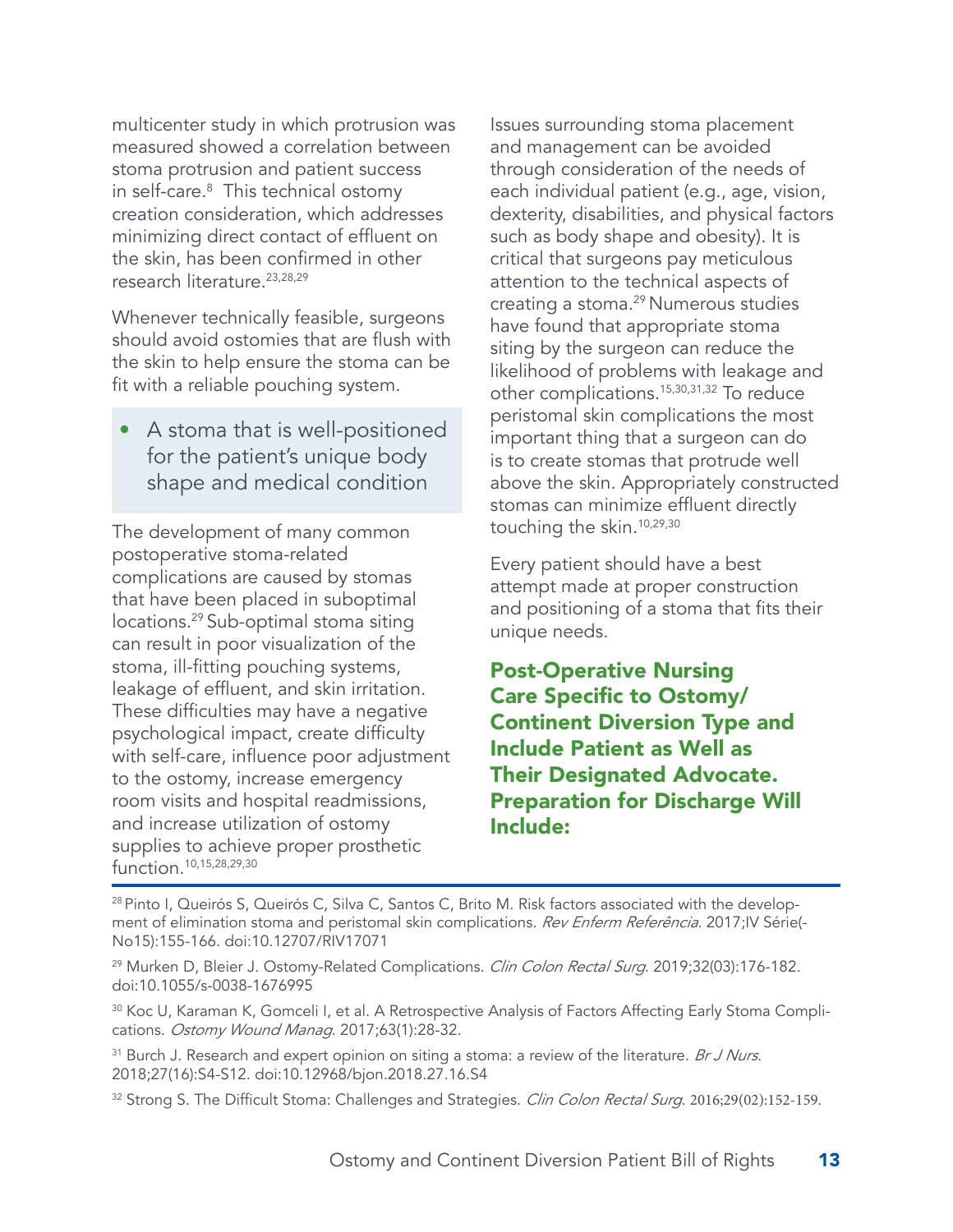multicenter study in which protrusion was measured showed a correlation between stoma protrusion and patient success in self-care.[8] This technical ostomy creation consideration, which addresses minimizing direct contact of effluent on the skin, has been confirmed in other research literature.[23,28,29]

Whenever technically feasible, surgeons should avoid ostomies that are flush with the skin to help ensure the stoma can be fit with a reliable pouching system.

- A stoma that is well-positioned for the patient's unique body shape and medical condition

The development of many common postoperative stoma-related complications are caused by stomas that have been placed in suboptimal locations.[29] Sub-optimal stoma siting can result in poor visualization of the stoma, ill-fitting pouching systems, leakage of effluent, and skin irritation. These difficulties may have a negative psychological impact, create difficulty with self-care, influence poor adjustment to the ostomy, increase emergency room visits and hospital readmissions, and increase utilization of ostomy supplies to achieve proper prosthetic function.[10,15,28,29,30]

Issues surrounding stoma placement and management can be avoided through consideration of the needs of each individual patient (e.g., age, vision, dexterity, disabilities, and physical factors such as body shape and obesity). It is critical that surgeons pay meticulous attention to the technical aspects of creating a stoma.[29] Numerous studies have found that appropriate stoma siting by the surgeon can reduce the likelihood of problems with leakage and other complications.[15,30,31,32] To reduce peristomal skin complications the most important thing that a surgeon can do is to create stomas that protrude well above the skin. Appropriately constructed stomas can minimize effluent directly touching the skin.[10,29,30]

Every patient should have a best attempt made at proper construction and positioning of a stoma that fits their unique needs.

## Post-Operative Nursing Care Specific to Ostomy/Continent Diversion Type and Include Patient as Well as Their Designated Advocate. Preparation for Discharge Will Include:

---

[28] Pinto I, Queirós S, Queirós C, Silva C, Santos C, Brito M. Risk factors associated with the development of elimination stoma and peristomal skin complications. *Rev Enferm Referência*. 2017;IV Série(-No15):155-166. doi:10.12707/RIV17071

[29] Murken D, Bleier J. Ostomy-Related Complications. *Clin Colon Rectal Surg*. 2019;32(03):176-182. doi:10.1055/s-0038-1676995

[30] Koc U, Karaman K, Gomceli I, et al. A Retrospective Analysis of Factors Affecting Early Stoma Complications. *Ostomy Wound Manag*. 2017;63(1):28-32.

[31] Burch J. Research and expert opinion on siting a stoma: a review of the literature. *Br J Nurs*. 2018;27(16):S4-S12. doi:10.12968/bjon.2018.27.16.S4

[32] Strong S. The Difficult Stoma: Challenges and Strategies. *Clin Colon Rectal Surg*. 2016;29(02):152-159.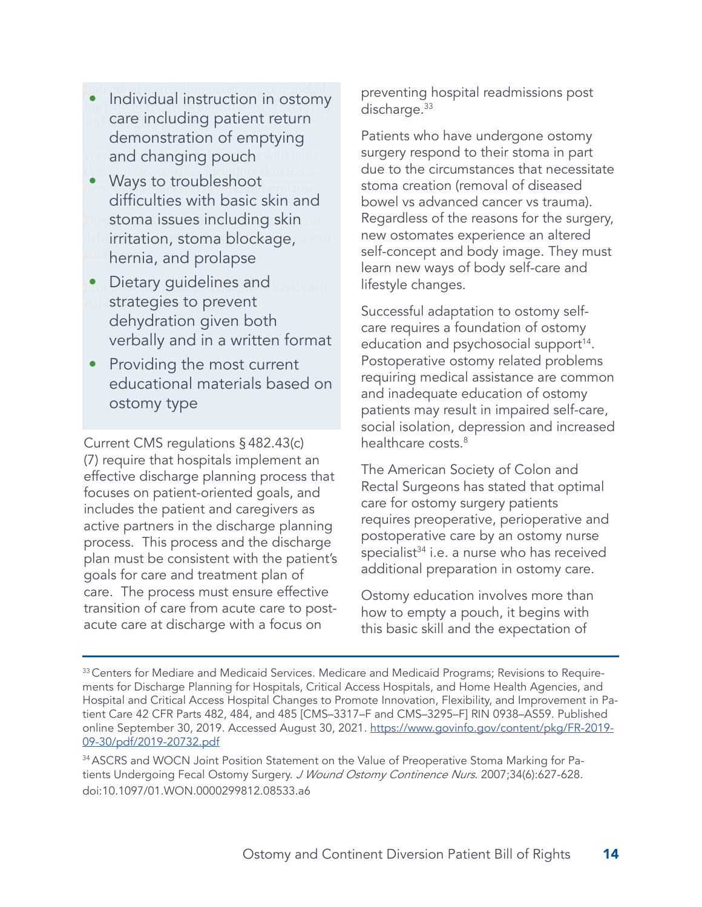- Individual instruction in ostomy care including patient return demonstration of emptying and changing pouch
- Ways to troubleshoot difficulties with basic skin and stoma issues including skin irritation, stoma blockage, hernia, and prolapse
- Dietary guidelines and strategies to prevent dehydration given both verbally and in a written format
- Providing the most current educational materials based on ostomy type

Current CMS regulations § 482.43(c)(7) require that hospitals implement an effective discharge planning process that focuses on patient-oriented goals, and includes the patient and caregivers as active partners in the discharge planning process. This process and the discharge plan must be consistent with the patient's goals for care and treatment plan of care. The process must ensure effective transition of care from acute care to post-acute care at discharge with a focus on preventing hospital readmissions post discharge.[33]

Patients who have undergone ostomy surgery respond to their stoma in part due to the circumstances that necessitate stoma creation (removal of diseased bowel vs advanced cancer vs trauma). Regardless of the reasons for the surgery, new ostomates experience an altered self-concept and body image. They must learn new ways of body self-care and lifestyle changes.

Successful adaptation to ostomy self-care requires a foundation of ostomy education and psychosocial support[14]. Postoperative ostomy related problems requiring medical assistance are common and inadequate education of ostomy patients may result in impaired self-care, social isolation, depression and increased healthcare costs.[8]

The American Society of Colon and Rectal Surgeons has stated that optimal care for ostomy surgery patients requires preoperative, perioperative and postoperative care by an ostomy nurse specialist[34] i.e. a nurse who has received additional preparation in ostomy care.

Ostomy education involves more than how to empty a pouch, it begins with this basic skill and the expectation of

---

[33] Centers for Mediare and Medicaid Services. Medicare and Medicaid Programs; Revisions to Requirements for Discharge Planning for Hospitals, Critical Access Hospitals, and Home Health Agencies, and Hospital and Critical Access Hospital Changes to Promote Innovation, Flexibility, and Improvement in Patient Care 42 CFR Parts 482, 484, and 485 [CMS–3317–F and CMS–3295–F] RIN 0938–AS59. Published online September 30, 2019. Accessed August 30, 2021. https://www.govinfo.gov/content/pkg/FR-2019-09-30/pdf/2019-20732.pdf

[34] ASCRS and WOCN Joint Position Statement on the Value of Preoperative Stoma Marking for Patients Undergoing Fecal Ostomy Surgery. *J Wound Ostomy Continence Nurs*. 2007;34(6):627-628. doi:10.1097/01.WON.0000299812.08533.a6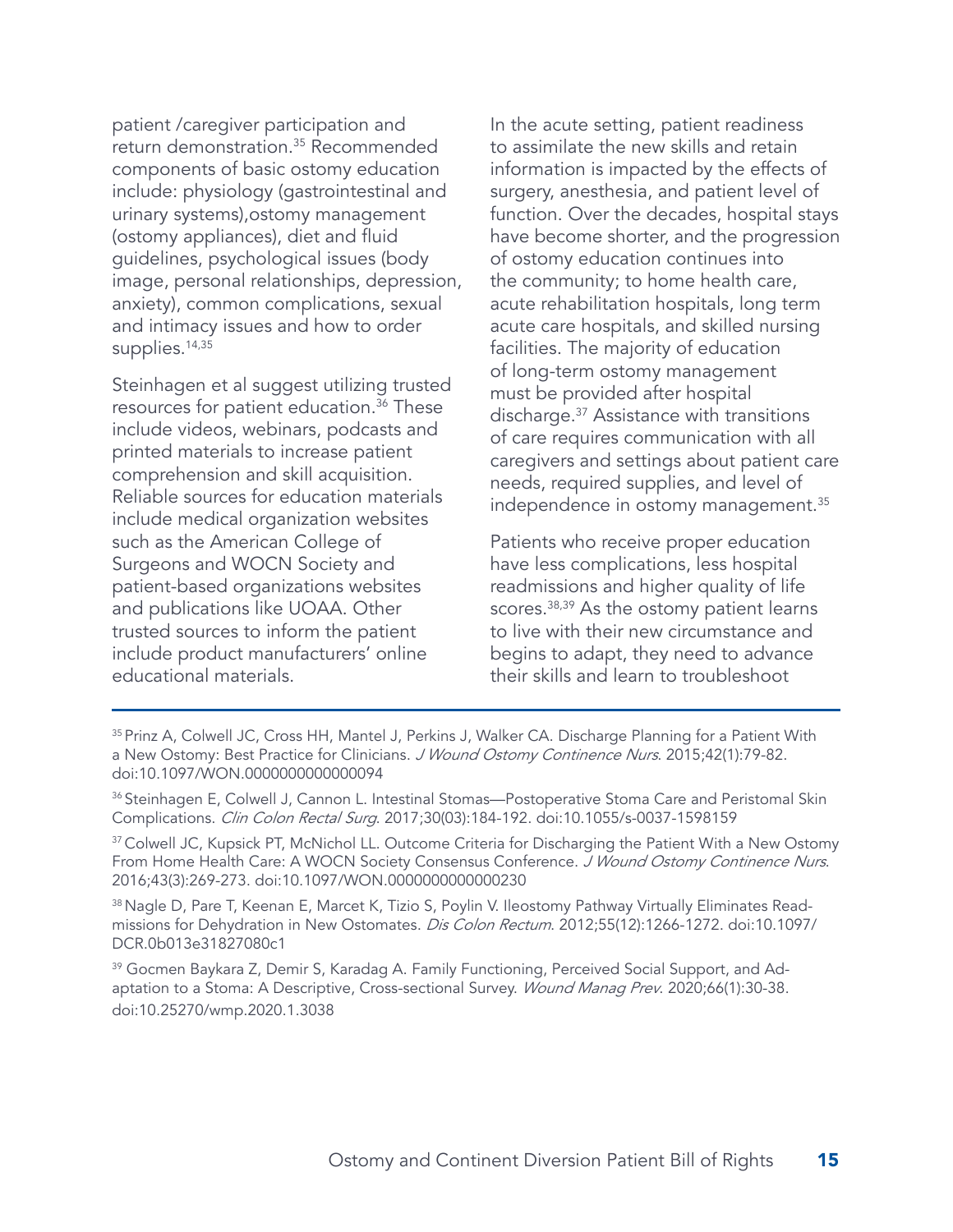patient /caregiver participation and return demonstration.[35] Recommended components of basic ostomy education include: physiology (gastrointestinal and urinary systems),ostomy management (ostomy appliances), diet and fluid guidelines, psychological issues (body image, personal relationships, depression, anxiety), common complications, sexual and intimacy issues and how to order supplies.[14,35]

Steinhagen et al suggest utilizing trusted resources for patient education.[36] These include videos, webinars, podcasts and printed materials to increase patient comprehension and skill acquisition. Reliable sources for education materials include medical organization websites such as the American College of Surgeons and WOCN Society and patient-based organizations websites and publications like UOAA. Other trusted sources to inform the patient include product manufacturers' online educational materials.

In the acute setting, patient readiness to assimilate the new skills and retain information is impacted by the effects of surgery, anesthesia, and patient level of function. Over the decades, hospital stays have become shorter, and the progression of ostomy education continues into the community; to home health care, acute rehabilitation hospitals, long term acute care hospitals, and skilled nursing facilities. The majority of education of long-term ostomy management must be provided after hospital discharge.[37] Assistance with transitions of care requires communication with all caregivers and settings about patient care needs, required supplies, and level of independence in ostomy management.[35]

Patients who receive proper education have less complications, less hospital readmissions and higher quality of life scores.[38,39] As the ostomy patient learns to live with their new circumstance and begins to adapt, they need to advance their skills and learn to troubleshoot

---

[35] Prinz A, Colwell JC, Cross HH, Mantel J, Perkins J, Walker CA. Discharge Planning for a Patient With a New Ostomy: Best Practice for Clinicians. *J Wound Ostomy Continence Nurs*. 2015;42(1):79-82. doi:10.1097/WON.0000000000000094

[36] Steinhagen E, Colwell J, Cannon L. Intestinal Stomas—Postoperative Stoma Care and Peristomal Skin Complications. *Clin Colon Rectal Surg*. 2017;30(03):184-192. doi:10.1055/s-0037-1598159

[37] Colwell JC, Kupsick PT, McNichol LL. Outcome Criteria for Discharging the Patient With a New Ostomy From Home Health Care: A WOCN Society Consensus Conference. *J Wound Ostomy Continence Nurs*. 2016;43(3):269-273. doi:10.1097/WON.0000000000000230

[38] Nagle D, Pare T, Keenan E, Marcet K, Tizio S, Poylin V. Ileostomy Pathway Virtually Eliminates Readmissions for Dehydration in New Ostomates. *Dis Colon Rectum*. 2012;55(12):1266-1272. doi:10.1097/DCR.0b013e31827080c1

[39] Gocmen Baykara Z, Demir S, Karadag A. Family Functioning, Perceived Social Support, and Adaptation to a Stoma: A Descriptive, Cross-sectional Survey. *Wound Manag Prev*. 2020;66(1):30-38. doi:10.25270/wmp.2020.1.3038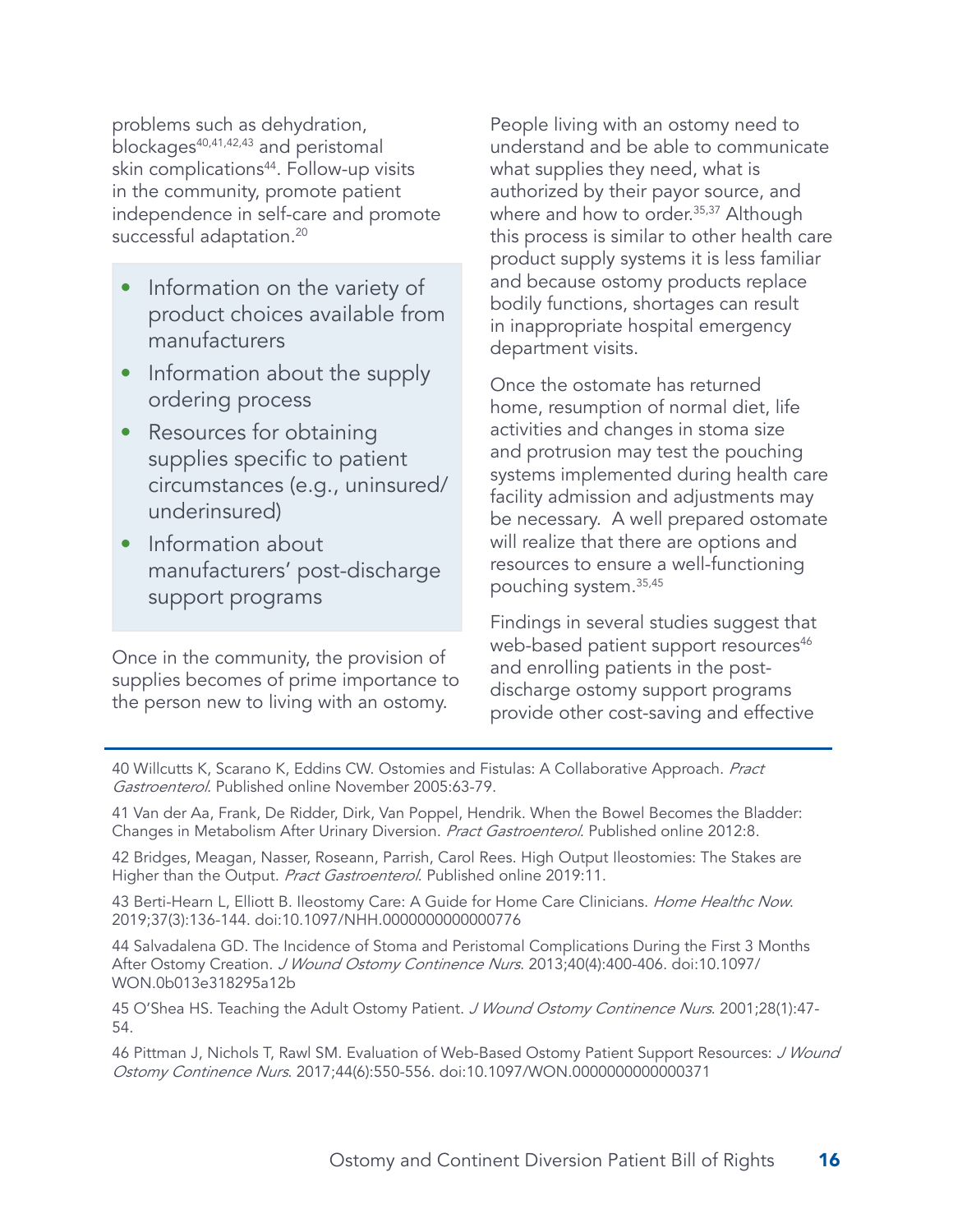problems such as dehydration, blockages[40,41,42,43] and peristomal skin complications[44]. Follow-up visits in the community, promote patient independence in self-care and promote successful adaptation.[20]

- Information on the variety of product choices available from manufacturers
- Information about the supply ordering process
- Resources for obtaining supplies specific to patient circumstances (e.g., uninsured/underinsured)
- Information about manufacturers' post-discharge support programs

Once in the community, the provision of supplies becomes of prime importance to the person new to living with an ostomy.

People living with an ostomy need to understand and be able to communicate what supplies they need, what is authorized by their payor source, and where and how to order.[35,37] Although this process is similar to other health care product supply systems it is less familiar and because ostomy products replace bodily functions, shortages can result in inappropriate hospital emergency department visits.

Once the ostomate has returned home, resumption of normal diet, life activities and changes in stoma size and protrusion may test the pouching systems implemented during health care facility admission and adjustments may be necessary. A well prepared ostomate will realize that there are options and resources to ensure a well-functioning pouching system.[35,45]

Findings in several studies suggest that web-based patient support resources[46] and enrolling patients in the post-discharge ostomy support programs provide other cost-saving and effective

---

40 Willcutts K, Scarano K, Eddins CW. Ostomies and Fistulas: A Collaborative Approach. *Pract Gastroenterol*. Published online November 2005:63-79.

41 Van der Aa, Frank, De Ridder, Dirk, Van Poppel, Hendrik. When the Bowel Becomes the Bladder: Changes in Metabolism After Urinary Diversion. *Pract Gastroenterol*. Published online 2012:8.

42 Bridges, Meagan, Nasser, Roseann, Parrish, Carol Rees. High Output Ileostomies: The Stakes are Higher than the Output. *Pract Gastroenterol*. Published online 2019:11.

43 Berti-Hearn L, Elliott B. Ileostomy Care: A Guide for Home Care Clinicians. *Home Healthc Now*. 2019;37(3):136-144. doi:10.1097/NHH.0000000000000776

44 Salvadalena GD. The Incidence of Stoma and Peristomal Complications During the First 3 Months After Ostomy Creation. *J Wound Ostomy Continence Nurs*. 2013;40(4):400-406. doi:10.1097/WON.0b013e318295a12b

45 O'Shea HS. Teaching the Adult Ostomy Patient. *J Wound Ostomy Continence Nurs*. 2001;28(1):47-54.

46 Pittman J, Nichols T, Rawl SM. Evaluation of Web-Based Ostomy Patient Support Resources: *J Wound Ostomy Continence Nurs*. 2017;44(6):550-556. doi:10.1097/WON.0000000000000371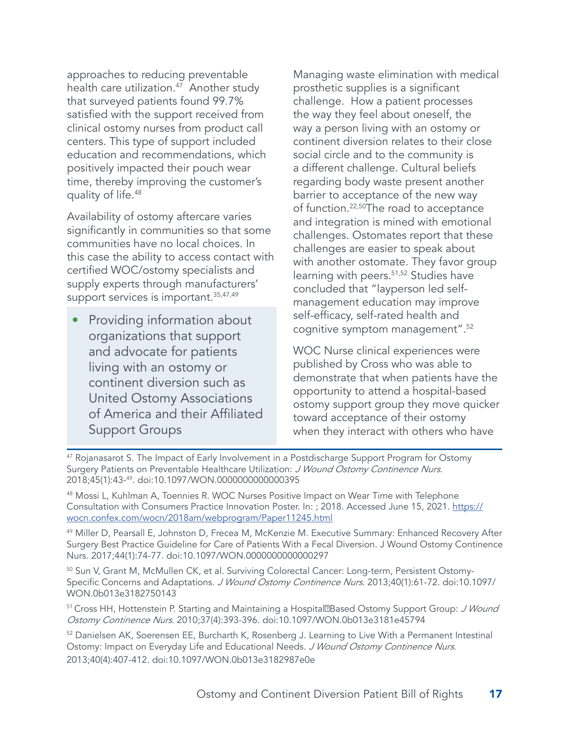approaches to reducing preventable health care utilization.[47] Another study that surveyed patients found 99.7% satisfied with the support received from clinical ostomy nurses from product call centers. This type of support included education and recommendations, which positively impacted their pouch wear time, thereby improving the customer's quality of life.[48]

Availability of ostomy aftercare varies significantly in communities so that some communities have no local choices. In this case the ability to access contact with certified WOC/ostomy specialists and supply experts through manufacturers' support services is important.[35,47,49]

- Providing information about organizations that support and advocate for patients living with an ostomy or continent diversion such as United Ostomy Associations of America and their Affiliated Support Groups

Managing waste elimination with medical prosthetic supplies is a significant challenge. How a patient processes the way they feel about oneself, the way a person living with an ostomy or continent diversion relates to their close social circle and to the community is a different challenge. Cultural beliefs regarding body waste present another barrier to acceptance of the new way of function.[22,50]The road to acceptance and integration is mined with emotional challenges. Ostomates report that these challenges are easier to speak about with another ostomate. They favor group learning with peers.[51,52] Studies have concluded that "layperson led self-management education may improve self-efficacy, self-rated health and cognitive symptom management".[52]

WOC Nurse clinical experiences were published by Cross who was able to demonstrate that when patients have the opportunity to attend a hospital-based ostomy support group they move quicker toward acceptance of their ostomy when they interact with others who have

---

[47] Rojanasarot S. The Impact of Early Involvement in a Postdischarge Support Program for Ostomy Surgery Patients on Preventable Healthcare Utilization: *J Wound Ostomy Continence Nurs*. 2018;45(1):43-49. doi:10.1097/WON.0000000000000395

[48] Mossi L, Kuhlman A, Toennies R. WOC Nurses Positive Impact on Wear Time with Telephone Consultation with Consumers Practice Innovation Poster. In: ; 2018. Accessed June 15, 2021. [https://wocn.confex.com/wocn/2018am/webprogram/Paper11245.html](https://wocn.confex.com/wocn/2018am/webprogram/Paper11245.html)

[49] Miller D, Pearsall E, Johnston D, Frecea M, McKenzie M. Executive Summary: Enhanced Recovery After Surgery Best Practice Guideline for Care of Patients With a Fecal Diversion. J Wound Ostomy Continence Nurs. 2017;44(1):74-77. doi:10.1097/WON.0000000000000297

[50] Sun V, Grant M, McMullen CK, et al. Surviving Colorectal Cancer: Long-term, Persistent Ostomy-Specific Concerns and Adaptations. *J Wound Ostomy Continence Nurs*. 2013;40(1):61-72. doi:10.1097/WON.0b013e3182750143

[51] Cross HH, Hottenstein P. Starting and Maintaining a Hospital-Based Ostomy Support Group: *J Wound Ostomy Continence Nurs*. 2010;37(4):393-396. doi:10.1097/WON.0b013e3181e45794

[52] Danielsen AK, Soerensen EE, Burcharth K, Rosenberg J. Learning to Live With a Permanent Intestinal Ostomy: Impact on Everyday Life and Educational Needs. *J Wound Ostomy Continence Nurs*. 2013;40(4):407-412. doi:10.1097/WON.0b013e3182987e0e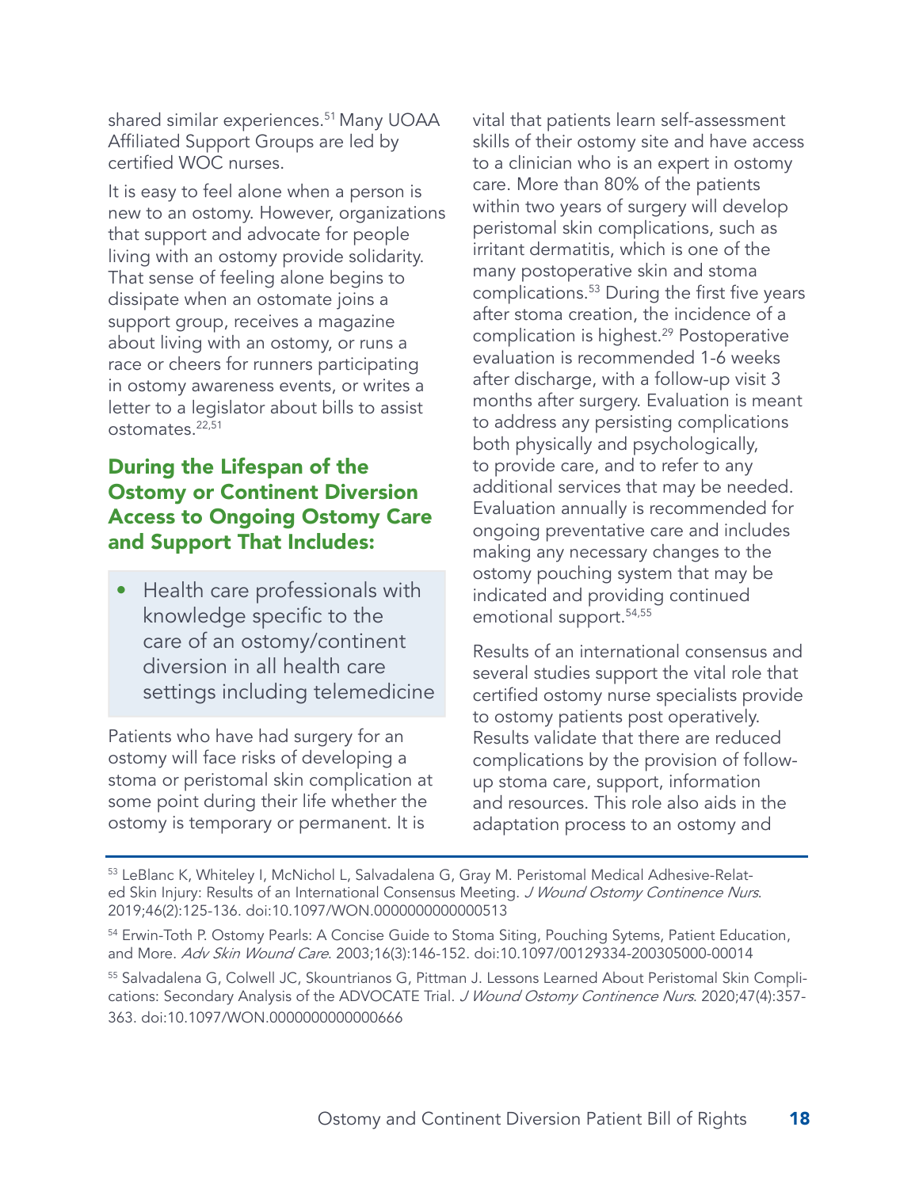shared similar experiences.[51] Many UOAA Affiliated Support Groups are led by certified WOC nurses.

It is easy to feel alone when a person is new to an ostomy. However, organizations that support and advocate for people living with an ostomy provide solidarity. That sense of feeling alone begins to dissipate when an ostomate joins a support group, receives a magazine about living with an ostomy, or runs a race or cheers for runners participating in ostomy awareness events, or writes a letter to a legislator about bills to assist ostomates.[22,51]

## During the Lifespan of the Ostomy or Continent Diversion Access to Ongoing Ostomy Care and Support That Includes:

- Health care professionals with knowledge specific to the care of an ostomy/continent diversion in all health care settings including telemedicine

Patients who have had surgery for an ostomy will face risks of developing a stoma or peristomal skin complication at some point during their life whether the ostomy is temporary or permanent. It is vital that patients learn self-assessment skills of their ostomy site and have access to a clinician who is an expert in ostomy care. More than 80% of the patients within two years of surgery will develop peristomal skin complications, such as irritant dermatitis, which is one of the many postoperative skin and stoma complications.[53] During the first five years after stoma creation, the incidence of a complication is highest.[29] Postoperative evaluation is recommended 1-6 weeks after discharge, with a follow-up visit 3 months after surgery. Evaluation is meant to address any persisting complications both physically and psychologically, to provide care, and to refer to any additional services that may be needed. Evaluation annually is recommended for ongoing preventative care and includes making any necessary changes to the ostomy pouching system that may be indicated and providing continued emotional support.[54,55]

Results of an international consensus and several studies support the vital role that certified ostomy nurse specialists provide to ostomy patients post operatively. Results validate that there are reduced complications by the provision of follow-up stoma care, support, information and resources. This role also aids in the adaptation process to an ostomy and

---

[53] LeBlanc K, Whiteley I, McNichol L, Salvadalena G, Gray M. Peristomal Medical Adhesive-Related Skin Injury: Results of an International Consensus Meeting. *J Wound Ostomy Continence Nurs*. 2019;46(2):125-136. doi:10.1097/WON.0000000000000513

[54] Erwin-Toth P. Ostomy Pearls: A Concise Guide to Stoma Siting, Pouching Sytems, Patient Education, and More. *Adv Skin Wound Care*. 2003;16(3):146-152. doi:10.1097/00129334-200305000-00014

[55] Salvadalena G, Colwell JC, Skountrianos G, Pittman J. Lessons Learned About Peristomal Skin Complications: Secondary Analysis of the ADVOCATE Trial. *J Wound Ostomy Continence Nurs*. 2020;47(4):357-363. doi:10.1097/WON.0000000000000666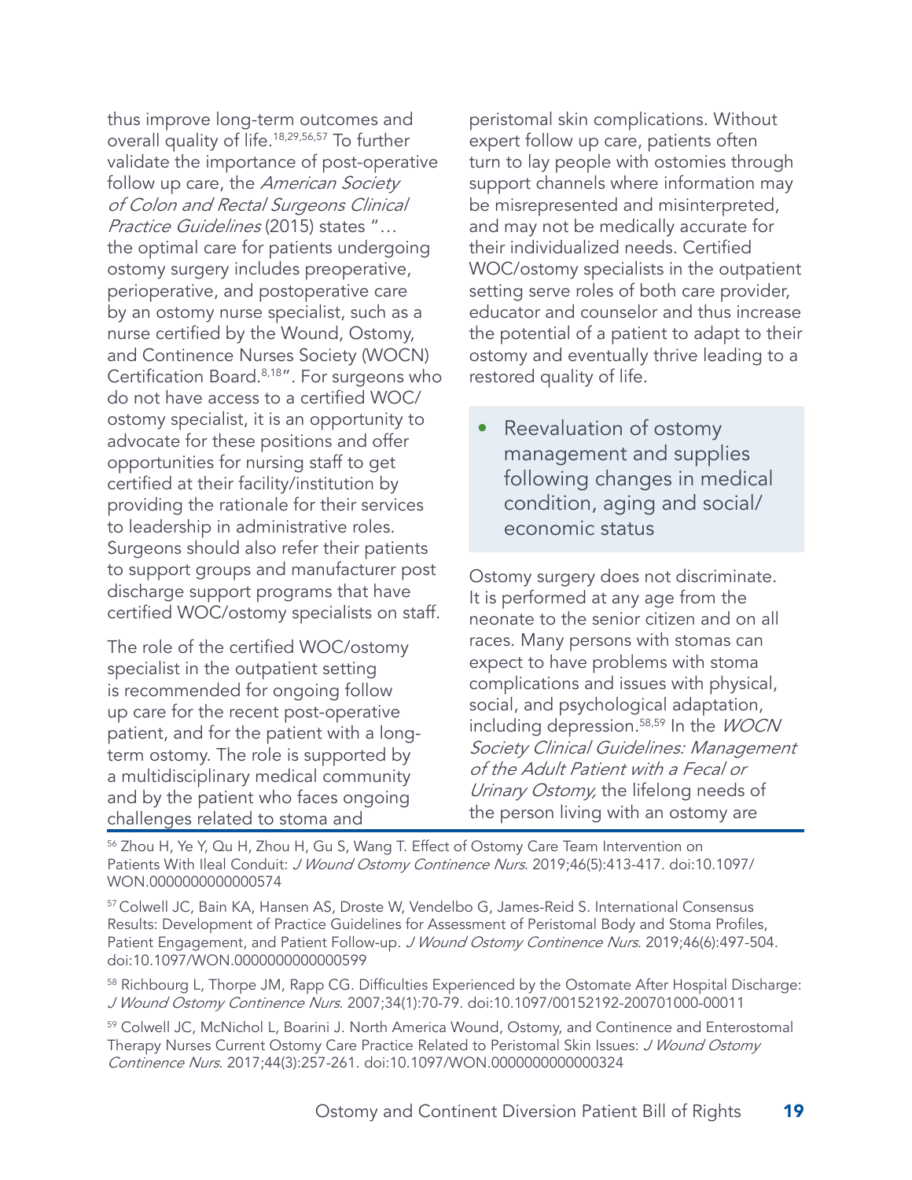thus improve long-term outcomes and overall quality of life.[18,29,56,57] To further validate the importance of post-operative follow up care, the *American Society of Colon and Rectal Surgeons Clinical Practice Guidelines* (2015) states "… the optimal care for patients undergoing ostomy surgery includes preoperative, perioperative, and postoperative care by an ostomy nurse specialist, such as a nurse certified by the Wound, Ostomy, and Continence Nurses Society (WOCN) Certification Board.[8,18]". For surgeons who do not have access to a certified WOC/ostomy specialist, it is an opportunity to advocate for these positions and offer opportunities for nursing staff to get certified at their facility/institution by providing the rationale for their services to leadership in administrative roles. Surgeons should also refer their patients to support groups and manufacturer post discharge support programs that have certified WOC/ostomy specialists on staff.

The role of the certified WOC/ostomy specialist in the outpatient setting is recommended for ongoing follow up care for the recent post-operative patient, and for the patient with a long-term ostomy. The role is supported by a multidisciplinary medical community and by the patient who faces ongoing challenges related to stoma and peristomal skin complications. Without expert follow up care, patients often turn to lay people with ostomies through support channels where information may be misrepresented and misinterpreted, and may not be medically accurate for their individualized needs. Certified WOC/ostomy specialists in the outpatient setting serve roles of both care provider, educator and counselor and thus increase the potential of a patient to adapt to their ostomy and eventually thrive leading to a restored quality of life.

- Reevaluation of ostomy management and supplies following changes in medical condition, aging and social/economic status

Ostomy surgery does not discriminate. It is performed at any age from the neonate to the senior citizen and on all races. Many persons with stomas can expect to have problems with stoma complications and issues with physical, social, and psychological adaptation, including depression.[58,59] In the *WOCN Society Clinical Guidelines: Management of the Adult Patient with a Fecal or Urinary Ostomy,* the lifelong needs of the person living with an ostomy are

---

[56] Zhou H, Ye Y, Qu H, Zhou H, Gu S, Wang T. Effect of Ostomy Care Team Intervention on Patients With Ileal Conduit: *J Wound Ostomy Continence Nurs*. 2019;46(5):413-417. doi:10.1097/WON.0000000000000574

[57] Colwell JC, Bain KA, Hansen AS, Droste W, Vendelbo G, James-Reid S. International Consensus Results: Development of Practice Guidelines for Assessment of Peristomal Body and Stoma Profiles, Patient Engagement, and Patient Follow-up. *J Wound Ostomy Continence Nurs*. 2019;46(6):497-504. doi:10.1097/WON.0000000000000599

[58] Richbourg L, Thorpe JM, Rapp CG. Difficulties Experienced by the Ostomate After Hospital Discharge: *J Wound Ostomy Continence Nurs*. 2007;34(1):70-79. doi:10.1097/00152192-200701000-00011

[59] Colwell JC, McNichol L, Boarini J. North America Wound, Ostomy, and Continence and Enterostomal Therapy Nurses Current Ostomy Care Practice Related to Peristomal Skin Issues: *J Wound Ostomy Continence Nurs*. 2017;44(3):257-261. doi:10.1097/WON.0000000000000324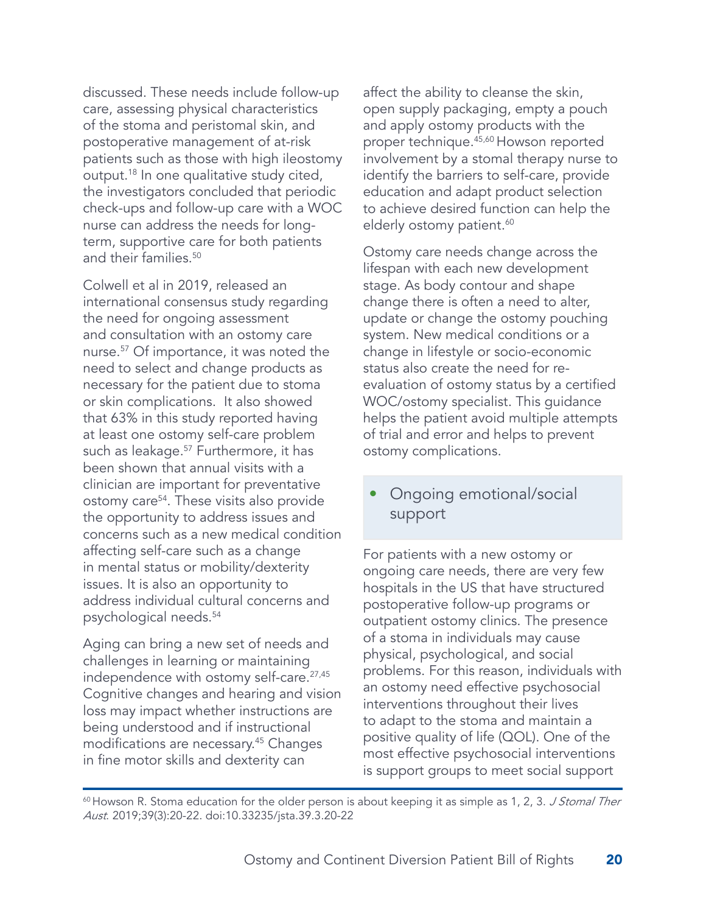discussed. These needs include follow-up care, assessing physical characteristics of the stoma and peristomal skin, and postoperative management of at-risk patients such as those with high ileostomy output.[18] In one qualitative study cited, the investigators concluded that periodic check-ups and follow-up care with a WOC nurse can address the needs for long-term, supportive care for both patients and their families.[50]

Colwell et al in 2019, released an international consensus study regarding the need for ongoing assessment and consultation with an ostomy care nurse.[57] Of importance, it was noted the need to select and change products as necessary for the patient due to stoma or skin complications. It also showed that 63% in this study reported having at least one ostomy self-care problem such as leakage.[57] Furthermore, it has been shown that annual visits with a clinician are important for preventative ostomy care[54]. These visits also provide the opportunity to address issues and concerns such as a new medical condition affecting self-care such as a change in mental status or mobility/dexterity issues. It is also an opportunity to address individual cultural concerns and psychological needs.[54]

Aging can bring a new set of needs and challenges in learning or maintaining independence with ostomy self-care.[27,45] Cognitive changes and hearing and vision loss may impact whether instructions are being understood and if instructional modifications are necessary.[45] Changes in fine motor skills and dexterity can affect the ability to cleanse the skin, open supply packaging, empty a pouch and apply ostomy products with the proper technique.[45,60] Howson reported involvement by a stomal therapy nurse to identify the barriers to self-care, provide education and adapt product selection to achieve desired function can help the elderly ostomy patient.[60]

Ostomy care needs change across the lifespan with each new development stage. As body contour and shape change there is often a need to alter, update or change the ostomy pouching system. New medical conditions or a change in lifestyle or socio-economic status also create the need for re-evaluation of ostomy status by a certified WOC/ostomy specialist. This guidance helps the patient avoid multiple attempts of trial and error and helps to prevent ostomy complications.

- Ongoing emotional/social support

For patients with a new ostomy or ongoing care needs, there are very few hospitals in the US that have structured postoperative follow-up programs or outpatient ostomy clinics. The presence of a stoma in individuals may cause physical, psychological, and social problems. For this reason, individuals with an ostomy need effective psychosocial interventions throughout their lives to adapt to the stoma and maintain a positive quality of life (QOL). One of the most effective psychosocial interventions is support groups to meet social support

[60] Howson R. Stoma education for the older person is about keeping it as simple as 1, 2, 3. *J Stomal Ther Aust*. 2019;39(3):20-22. doi:10.33235/jsta.39.3.20-22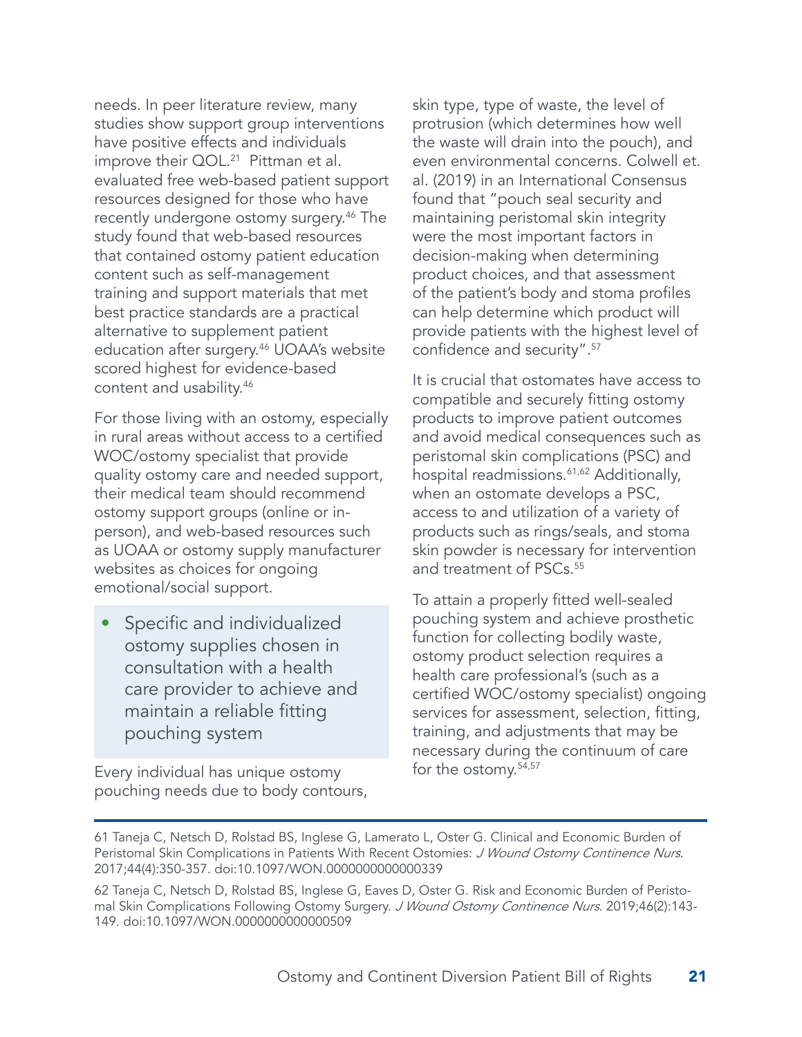needs. In peer literature review, many studies show support group interventions have positive effects and individuals improve their QOL.[21] Pittman et al. evaluated free web-based patient support resources designed for those who have recently undergone ostomy surgery.[46] The study found that web-based resources that contained ostomy patient education content such as self-management training and support materials that met best practice standards are a practical alternative to supplement patient education after surgery.[46] UOAA's website scored highest for evidence-based content and usability.[46]

For those living with an ostomy, especially in rural areas without access to a certified WOC/ostomy specialist that provide quality ostomy care and needed support, their medical team should recommend ostomy support groups (online or in-person), and web-based resources such as UOAA or ostomy supply manufacturer websites as choices for ongoing emotional/social support.

- Specific and individualized ostomy supplies chosen in consultation with a health care provider to achieve and maintain a reliable fitting pouching system

Every individual has unique ostomy pouching needs due to body contours, skin type, type of waste, the level of protrusion (which determines how well the waste will drain into the pouch), and even environmental concerns. Colwell et. al. (2019) in an International Consensus found that "pouch seal security and maintaining peristomal skin integrity were the most important factors in decision-making when determining product choices, and that assessment of the patient's body and stoma profiles can help determine which product will provide patients with the highest level of confidence and security".[57]

It is crucial that ostomates have access to compatible and securely fitting ostomy products to improve patient outcomes and avoid medical consequences such as peristomal skin complications (PSC) and hospital readmissions.[61,62] Additionally, when an ostomate develops a PSC, access to and utilization of a variety of products such as rings/seals, and stoma skin powder is necessary for intervention and treatment of PSCs.[55]

To attain a properly fitted well-sealed pouching system and achieve prosthetic function for collecting bodily waste, ostomy product selection requires a health care professional's (such as a certified WOC/ostomy specialist) ongoing services for assessment, selection, fitting, training, and adjustments that may be necessary during the continuum of care for the ostomy.[54,57]

---

61 Taneja C, Netsch D, Rolstad BS, Inglese G, Lamerato L, Oster G. Clinical and Economic Burden of Peristomal Skin Complications in Patients With Recent Ostomies: *J Wound Ostomy Continence Nurs*. 2017;44(4):350-357. doi:10.1097/WON.0000000000000339

62 Taneja C, Netsch D, Rolstad BS, Inglese G, Eaves D, Oster G. Risk and Economic Burden of Peristomal Skin Complications Following Ostomy Surgery. *J Wound Ostomy Continence Nurs*. 2019;46(2):143-149. doi:10.1097/WON.0000000000000509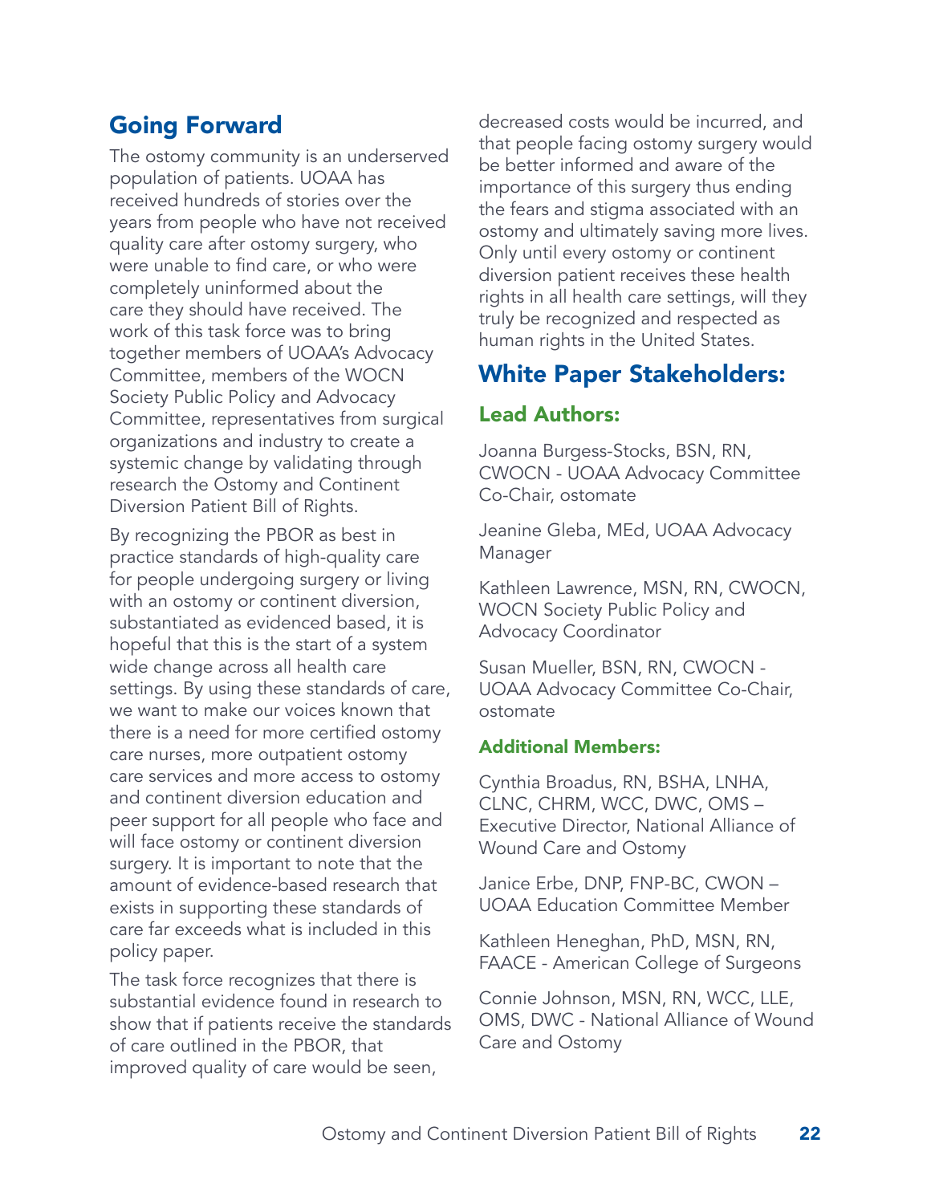## Going Forward

The ostomy community is an underserved population of patients. UOAA has received hundreds of stories over the years from people who have not received quality care after ostomy surgery, who were unable to find care, or who were completely uninformed about the care they should have received. The work of this task force was to bring together members of UOAA's Advocacy Committee, members of the WOCN Society Public Policy and Advocacy Committee, representatives from surgical organizations and industry to create a systemic change by validating through research the Ostomy and Continent Diversion Patient Bill of Rights.

By recognizing the PBOR as best in practice standards of high-quality care for people undergoing surgery or living with an ostomy or continent diversion, substantiated as evidenced based, it is hopeful that this is the start of a system wide change across all health care settings. By using these standards of care, we want to make our voices known that there is a need for more certified ostomy care nurses, more outpatient ostomy care services and more access to ostomy and continent diversion education and peer support for all people who face and will face ostomy or continent diversion surgery. It is important to note that the amount of evidence-based research that exists in supporting these standards of care far exceeds what is included in this policy paper.

The task force recognizes that there is substantial evidence found in research to show that if patients receive the standards of care outlined in the PBOR, that improved quality of care would be seen, decreased costs would be incurred, and that people facing ostomy surgery would be better informed and aware of the importance of this surgery thus ending the fears and stigma associated with an ostomy and ultimately saving more lives. Only until every ostomy or continent diversion patient receives these health rights in all health care settings, will they truly be recognized and respected as human rights in the United States.

## White Paper Stakeholders:

### Lead Authors:

Joanna Burgess-Stocks, BSN, RN, CWOCN - UOAA Advocacy Committee Co-Chair, ostomate

Jeanine Gleba, MEd, UOAA Advocacy Manager

Kathleen Lawrence, MSN, RN, CWOCN, WOCN Society Public Policy and Advocacy Coordinator

Susan Mueller, BSN, RN, CWOCN - UOAA Advocacy Committee Co-Chair, ostomate

#### Additional Members:

Cynthia Broadus, RN, BSHA, LNHA, CLNC, CHRM, WCC, DWC, OMS – Executive Director, National Alliance of Wound Care and Ostomy

Janice Erbe, DNP, FNP-BC, CWON – UOAA Education Committee Member

Kathleen Heneghan, PhD, MSN, RN, FAACE - American College of Surgeons

Connie Johnson, MSN, RN, WCC, LLE, OMS, DWC - National Alliance of Wound Care and Ostomy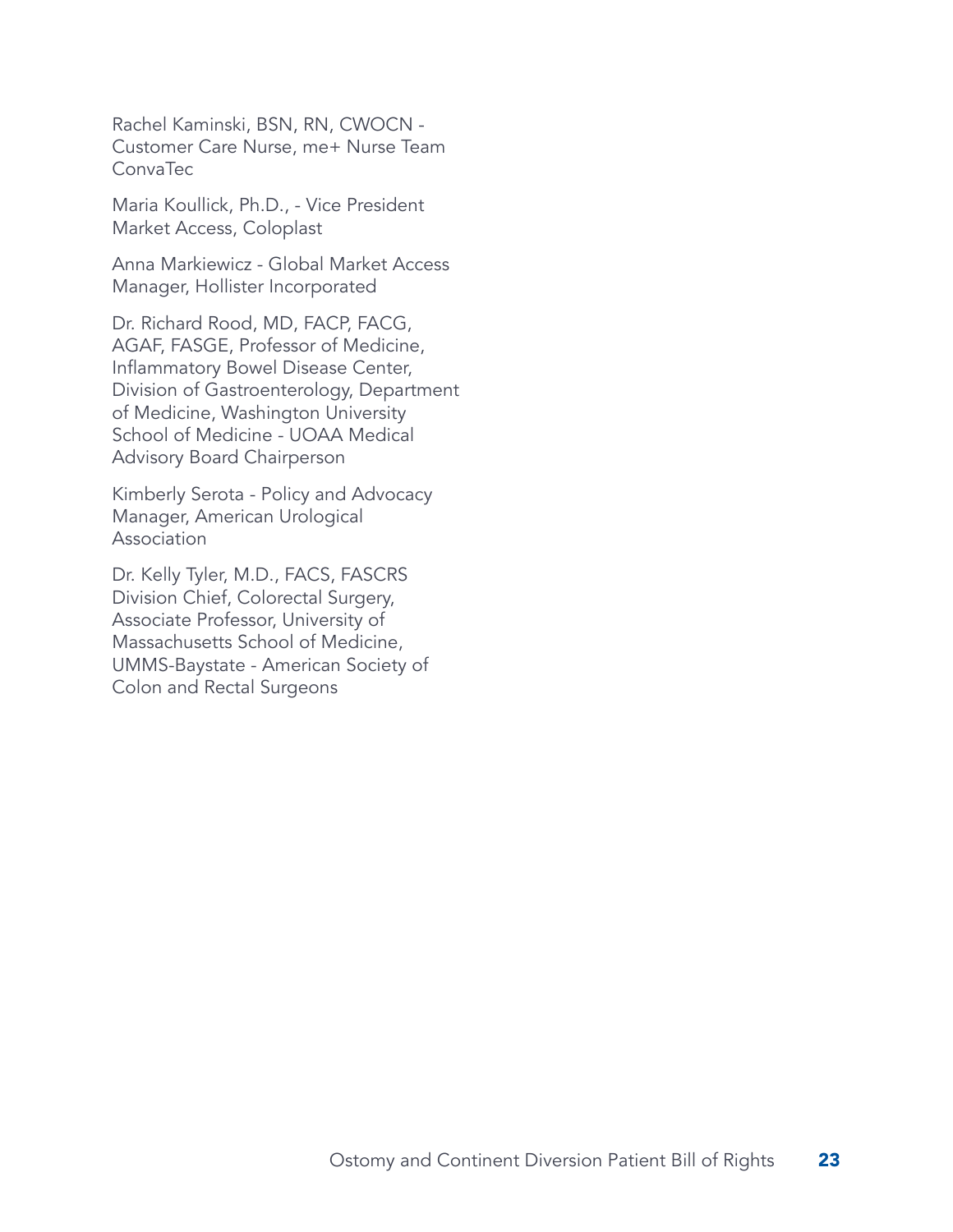Rachel Kaminski, BSN, RN, CWOCN - Customer Care Nurse, me+ Nurse Team ConvaTec

Maria Koullick, Ph.D., - Vice President Market Access, Coloplast

Anna Markiewicz - Global Market Access Manager, Hollister Incorporated

Dr. Richard Rood, MD, FACP, FACG, AGAF, FASGE, Professor of Medicine, Inflammatory Bowel Disease Center, Division of Gastroenterology, Department of Medicine, Washington University School of Medicine - UOAA Medical Advisory Board Chairperson

Kimberly Serota - Policy and Advocacy Manager, American Urological Association

Dr. Kelly Tyler, M.D., FACS, FASCRS Division Chief, Colorectal Surgery, Associate Professor, University of Massachusetts School of Medicine, UMMS-Baystate - American Society of Colon and Rectal Surgeons